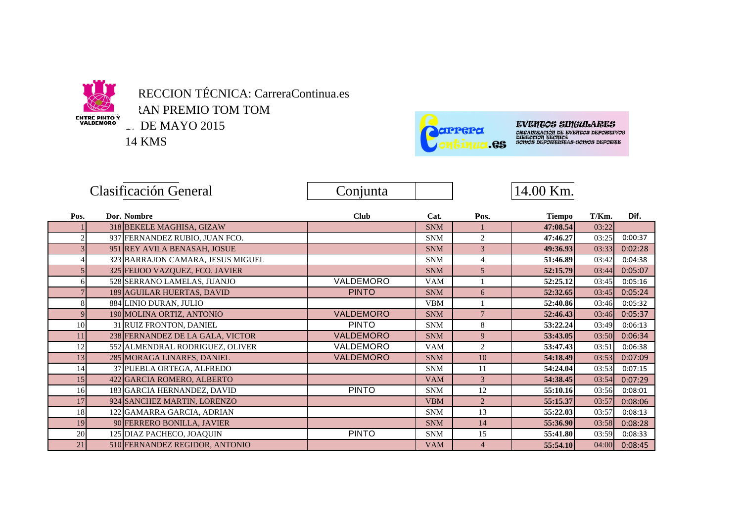ENTRE PINTO Y VALDEMORO

RECCION TÉCNICA: CarreraContinua.es
ꞧAN PREMIO TOM TOM
.. DE MAYO 2015
14 KMS

Carrera Continua.es
EVENTOS SINGULARES
ORGANIZACIÓN DE EVENTOS DEPORTIVOS
DIRECCION TECNICA
SOMOS DEPORTISTAS-SOMOS DEPORTE

## Clasificación General

Conjunta

14.00 Km.

| Pos. | Dor. | Nombre | Club | Cat. | Pos. | Tiempo | T/Km. | Dif. |
|---|---|---|---|---|---|---|---|---|
| 1 | 318 | BEKELE MAGHISA, GIZAW | | SNM | 1 | 47:08.54 | 03:22 | |
| 2 | 937 | FERNANDEZ RUBIO, JUAN FCO. | | SNM | 2 | 47:46.27 | 03:25 | 0:00:37 |
| 3 | 951 | REY AVILA BENASAH, JOSUE | | SNM | 3 | 49:36.93 | 03:33 | 0:02:28 |
| 4 | 323 | BARRAJON CAMARA, JESUS MIGUEL | | SNM | 4 | 51:46.89 | 03:42 | 0:04:38 |
| 5 | 325 | FEIJOO VAZQUEZ, FCO. JAVIER | | SNM | 5 | 52:15.79 | 03:44 | 0:05:07 |
| 6 | 528 | SERRANO LAMELAS, JUANJO | VALDEMORO | VAM | 1 | 52:25.12 | 03:45 | 0:05:16 |
| 7 | 189 | AGUILAR HUERTAS, DAVID | PINTO | SNM | 6 | 52:32.65 | 03:45 | 0:05:24 |
| 8 | 884 | LINIO DURAN, JULIO | | VBM | 1 | 52:40.86 | 03:46 | 0:05:32 |
| 9 | 190 | MOLINA ORTIZ, ANTONIO | VALDEMORO | SNM | 7 | 52:46.43 | 03:46 | 0:05:37 |
| 10 | 31 | RUIZ FRONTON, DANIEL | PINTO | SNM | 8 | 53:22.24 | 03:49 | 0:06:13 |
| 11 | 238 | FERNANDEZ DE LA GALA, VICTOR | VALDEMORO | SNM | 9 | 53:43.05 | 03:50 | 0:06:34 |
| 12 | 552 | ALMENDRAL RODRIGUEZ, OLIVER | VALDEMORO | VAM | 2 | 53:47.43 | 03:51 | 0:06:38 |
| 13 | 285 | MORAGA LINARES, DANIEL | VALDEMORO | SNM | 10 | 54:18.49 | 03:53 | 0:07:09 |
| 14 | 37 | PUEBLA ORTEGA, ALFREDO | | SNM | 11 | 54:24.04 | 03:53 | 0:07:15 |
| 15 | 422 | GARCIA ROMERO, ALBERTO | | VAM | 3 | 54:38.45 | 03:54 | 0:07:29 |
| 16 | 183 | GARCIA HERNANDEZ, DAVID | PINTO | SNM | 12 | 55:10.16 | 03:56 | 0:08:01 |
| 17 | 924 | SANCHEZ MARTIN, LORENZO | | VBM | 2 | 55:15.37 | 03:57 | 0:08:06 |
| 18 | 122 | GAMARRA GARCIA, ADRIAN | | SNM | 13 | 55:22.03 | 03:57 | 0:08:13 |
| 19 | 90 | FERRERO BONILLA, JAVIER | | SNM | 14 | 55:36.90 | 03:58 | 0:08:28 |
| 20 | 125 | DIAZ PACHECO, JOAQUIN | PINTO | SNM | 15 | 55:41.80 | 03:59 | 0:08:33 |
| 21 | 510 | FERNANDEZ REGIDOR, ANTONIO | | VAM | 4 | 55:54.10 | 04:00 | 0:08:45 |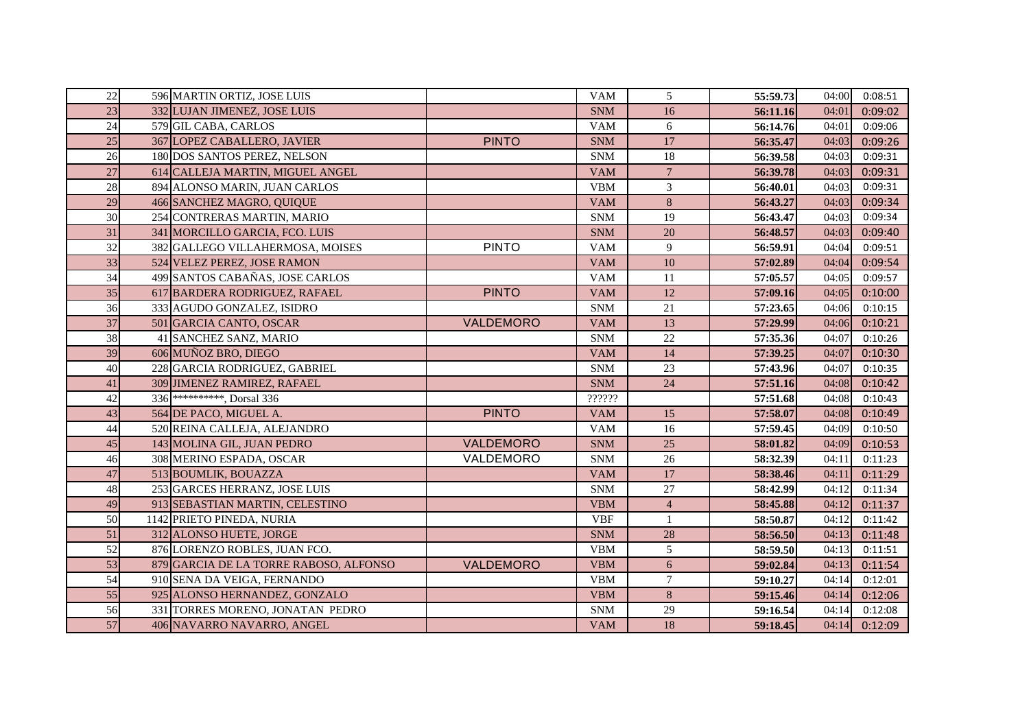| | | | | | | | | |
|---|---|---|---|---|---|---|---|---|
| 22 | 596 | MARTIN ORTIZ, JOSE LUIS | | VAM | 5 | 55:59.73 | 04:00 | 0:08:51 |
| 23 | 332 | LUJAN JIMENEZ, JOSE LUIS | | SNM | 16 | 56:11.16 | 04:01 | 0:09:02 |
| 24 | 579 | GIL CABA, CARLOS | | VAM | 6 | 56:14.76 | 04:01 | 0:09:06 |
| 25 | 367 | LOPEZ CABALLERO, JAVIER | PINTO | SNM | 17 | 56:35.47 | 04:03 | 0:09:26 |
| 26 | 180 | DOS SANTOS PEREZ, NELSON | | SNM | 18 | 56:39.58 | 04:03 | 0:09:31 |
| 27 | 614 | CALLEJA MARTIN, MIGUEL ANGEL | | VAM | 7 | 56:39.78 | 04:03 | 0:09:31 |
| 28 | 894 | ALONSO MARIN, JUAN CARLOS | | VBM | 3 | 56:40.01 | 04:03 | 0:09:31 |
| 29 | 466 | SANCHEZ MAGRO, QUIQUE | | VAM | 8 | 56:43.27 | 04:03 | 0:09:34 |
| 30 | 254 | CONTRERAS MARTIN, MARIO | | SNM | 19 | 56:43.47 | 04:03 | 0:09:34 |
| 31 | 341 | MORCILLO GARCIA, FCO. LUIS | | SNM | 20 | 56:48.57 | 04:03 | 0:09:40 |
| 32 | 382 | GALLEGO VILLAHERMOSA, MOISES | PINTO | VAM | 9 | 56:59.91 | 04:04 | 0:09:51 |
| 33 | 524 | VELEZ PEREZ, JOSE RAMON | | VAM | 10 | 57:02.89 | 04:04 | 0:09:54 |
| 34 | 499 | SANTOS CABAÑAS, JOSE CARLOS | | VAM | 11 | 57:05.57 | 04:05 | 0:09:57 |
| 35 | 617 | BARDERA RODRIGUEZ, RAFAEL | PINTO | VAM | 12 | 57:09.16 | 04:05 | 0:10:00 |
| 36 | 333 | AGUDO GONZALEZ, ISIDRO | | SNM | 21 | 57:23.65 | 04:06 | 0:10:15 |
| 37 | 501 | GARCIA CANTO, OSCAR | VALDEMORO | VAM | 13 | 57:29.99 | 04:06 | 0:10:21 |
| 38 | 41 | SANCHEZ SANZ, MARIO | | SNM | 22 | 57:35.36 | 04:07 | 0:10:26 |
| 39 | 606 | MUÑOZ BRO, DIEGO | | VAM | 14 | 57:39.25 | 04:07 | 0:10:30 |
| 40 | 228 | GARCIA RODRIGUEZ, GABRIEL | | SNM | 23 | 57:43.96 | 04:07 | 0:10:35 |
| 41 | 309 | JIMENEZ RAMIREZ, RAFAEL | | SNM | 24 | 57:51.16 | 04:08 | 0:10:42 |
| 42 | 336 | **********, Dorsal 336 | | ?????? | | 57:51.68 | 04:08 | 0:10:43 |
| 43 | 564 | DE PACO, MIGUEL A. | PINTO | VAM | 15 | 57:58.07 | 04:08 | 0:10:49 |
| 44 | 520 | REINA CALLEJA, ALEJANDRO | | VAM | 16 | 57:59.45 | 04:09 | 0:10:50 |
| 45 | 143 | MOLINA GIL, JUAN PEDRO | VALDEMORO | SNM | 25 | 58:01.82 | 04:09 | 0:10:53 |
| 46 | 308 | MERINO ESPADA, OSCAR | VALDEMORO | SNM | 26 | 58:32.39 | 04:11 | 0:11:23 |
| 47 | 513 | BOUMLIK, BOUAZZA | | VAM | 17 | 58:38.46 | 04:11 | 0:11:29 |
| 48 | 253 | GARCES HERRANZ, JOSE LUIS | | SNM | 27 | 58:42.99 | 04:12 | 0:11:34 |
| 49 | 913 | SEBASTIAN MARTIN, CELESTINO | | VBM | 4 | 58:45.88 | 04:12 | 0:11:37 |
| 50 | 1142 | PRIETO PINEDA, NURIA | | VBF | 1 | 58:50.87 | 04:12 | 0:11:42 |
| 51 | 312 | ALONSO HUETE, JORGE | | SNM | 28 | 58:56.50 | 04:13 | 0:11:48 |
| 52 | 876 | LORENZO ROBLES, JUAN FCO. | | VBM | 5 | 58:59.50 | 04:13 | 0:11:51 |
| 53 | 879 | GARCIA DE LA TORRE RABOSO, ALFONSO | VALDEMORO | VBM | 6 | 59:02.84 | 04:13 | 0:11:54 |
| 54 | 910 | SENA DA VEIGA, FERNANDO | | VBM | 7 | 59:10.27 | 04:14 | 0:12:01 |
| 55 | 925 | ALONSO HERNANDEZ, GONZALO | | VBM | 8 | 59:15.46 | 04:14 | 0:12:06 |
| 56 | 331 | TORRES MORENO, JONATAN PEDRO | | SNM | 29 | 59:16.54 | 04:14 | 0:12:08 |
| 57 | 406 | NAVARRO NAVARRO, ANGEL | | VAM | 18 | 59:18.45 | 04:14 | 0:12:09 |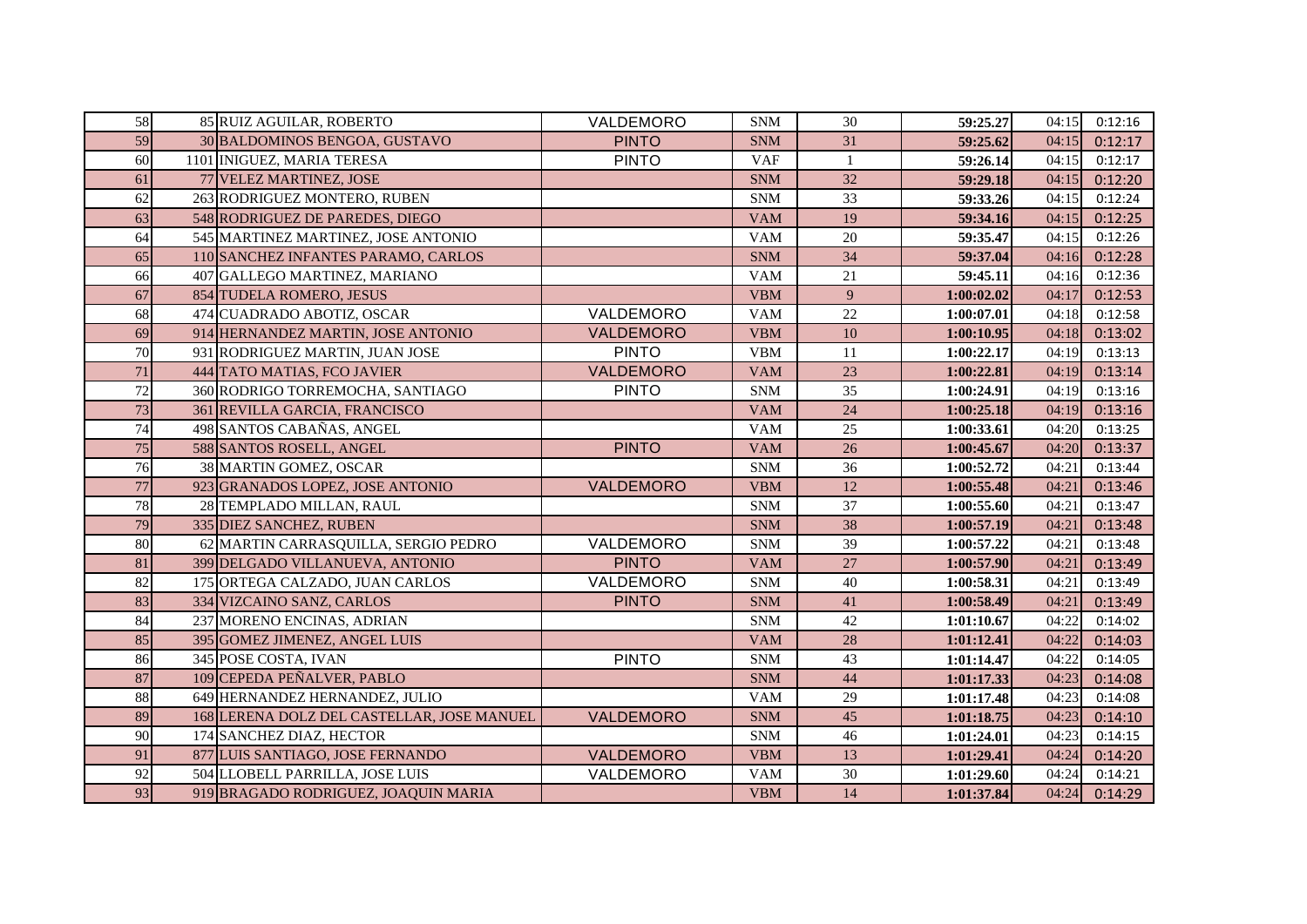| 58 | 85 | RUIZ AGUILAR, ROBERTO | VALDEMORO | SNM | 30 | 59:25.27 | 04:15 | 0:12:16 |
|---|---|---|---|---|---|---|---|---|
| 59 | 30 | BALDOMINOS BENGOA, GUSTAVO | PINTO | SNM | 31 | 59:25.62 | 04:15 | 0:12:17 |
| 60 | 1101 | INIGUEZ, MARIA TERESA | PINTO | VAF | 1 | 59:26.14 | 04:15 | 0:12:17 |
| 61 | 77 | VELEZ MARTINEZ, JOSE | | SNM | 32 | 59:29.18 | 04:15 | 0:12:20 |
| 62 | 263 | RODRIGUEZ MONTERO, RUBEN | | SNM | 33 | 59:33.26 | 04:15 | 0:12:24 |
| 63 | 548 | RODRIGUEZ DE PAREDES, DIEGO | | VAM | 19 | 59:34.16 | 04:15 | 0:12:25 |
| 64 | 545 | MARTINEZ MARTINEZ, JOSE ANTONIO | | VAM | 20 | 59:35.47 | 04:15 | 0:12:26 |
| 65 | 110 | SANCHEZ INFANTES PARAMO, CARLOS | | SNM | 34 | 59:37.04 | 04:16 | 0:12:28 |
| 66 | 407 | GALLEGO MARTINEZ, MARIANO | | VAM | 21 | 59:45.11 | 04:16 | 0:12:36 |
| 67 | 854 | TUDELA ROMERO, JESUS | | VBM | 9 | 1:00:02.02 | 04:17 | 0:12:53 |
| 68 | 474 | CUADRADO ABOTIZ, OSCAR | VALDEMORO | VAM | 22 | 1:00:07.01 | 04:18 | 0:12:58 |
| 69 | 914 | HERNANDEZ MARTIN, JOSE ANTONIO | VALDEMORO | VBM | 10 | 1:00:10.95 | 04:18 | 0:13:02 |
| 70 | 931 | RODRIGUEZ MARTIN, JUAN JOSE | PINTO | VBM | 11 | 1:00:22.17 | 04:19 | 0:13:13 |
| 71 | 444 | TATO MATIAS, FCO JAVIER | VALDEMORO | VAM | 23 | 1:00:22.81 | 04:19 | 0:13:14 |
| 72 | 360 | RODRIGO TORREMOCHA, SANTIAGO | PINTO | SNM | 35 | 1:00:24.91 | 04:19 | 0:13:16 |
| 73 | 361 | REVILLA GARCIA, FRANCISCO | | VAM | 24 | 1:00:25.18 | 04:19 | 0:13:16 |
| 74 | 498 | SANTOS CABAÑAS, ANGEL | | VAM | 25 | 1:00:33.61 | 04:20 | 0:13:25 |
| 75 | 588 | SANTOS ROSELL, ANGEL | PINTO | VAM | 26 | 1:00:45.67 | 04:20 | 0:13:37 |
| 76 | 38 | MARTIN GOMEZ, OSCAR | | SNM | 36 | 1:00:52.72 | 04:21 | 0:13:44 |
| 77 | 923 | GRANADOS LOPEZ, JOSE ANTONIO | VALDEMORO | VBM | 12 | 1:00:55.48 | 04:21 | 0:13:46 |
| 78 | 28 | TEMPLADO MILLAN, RAUL | | SNM | 37 | 1:00:55.60 | 04:21 | 0:13:47 |
| 79 | 335 | DIEZ SANCHEZ, RUBEN | | SNM | 38 | 1:00:57.19 | 04:21 | 0:13:48 |
| 80 | 62 | MARTIN CARRASQUILLA, SERGIO PEDRO | VALDEMORO | SNM | 39 | 1:00:57.22 | 04:21 | 0:13:48 |
| 81 | 399 | DELGADO VILLANUEVA, ANTONIO | PINTO | VAM | 27 | 1:00:57.90 | 04:21 | 0:13:49 |
| 82 | 175 | ORTEGA CALZADO, JUAN CARLOS | VALDEMORO | SNM | 40 | 1:00:58.31 | 04:21 | 0:13:49 |
| 83 | 334 | VIZCAINO SANZ, CARLOS | PINTO | SNM | 41 | 1:00:58.49 | 04:21 | 0:13:49 |
| 84 | 237 | MORENO ENCINAS, ADRIAN | | SNM | 42 | 1:01:10.67 | 04:22 | 0:14:02 |
| 85 | 395 | GOMEZ JIMENEZ, ANGEL LUIS | | VAM | 28 | 1:01:12.41 | 04:22 | 0:14:03 |
| 86 | 345 | POSE COSTA, IVAN | PINTO | SNM | 43 | 1:01:14.47 | 04:22 | 0:14:05 |
| 87 | 109 | CEPEDA PEÑALVER, PABLO | | SNM | 44 | 1:01:17.33 | 04:23 | 0:14:08 |
| 88 | 649 | HERNANDEZ HERNANDEZ, JULIO | | VAM | 29 | 1:01:17.48 | 04:23 | 0:14:08 |
| 89 | 168 | LERENA DOLZ DEL CASTELLAR, JOSE MANUEL | VALDEMORO | SNM | 45 | 1:01:18.75 | 04:23 | 0:14:10 |
| 90 | 174 | SANCHEZ DIAZ, HECTOR | | SNM | 46 | 1:01:24.01 | 04:23 | 0:14:15 |
| 91 | 877 | LUIS SANTIAGO, JOSE FERNANDO | VALDEMORO | VBM | 13 | 1:01:29.41 | 04:24 | 0:14:20 |
| 92 | 504 | LLOBELL PARRILLA, JOSE LUIS | VALDEMORO | VAM | 30 | 1:01:29.60 | 04:24 | 0:14:21 |
| 93 | 919 | BRAGADO RODRIGUEZ, JOAQUIN MARIA | | VBM | 14 | 1:01:37.84 | 04:24 | 0:14:29 |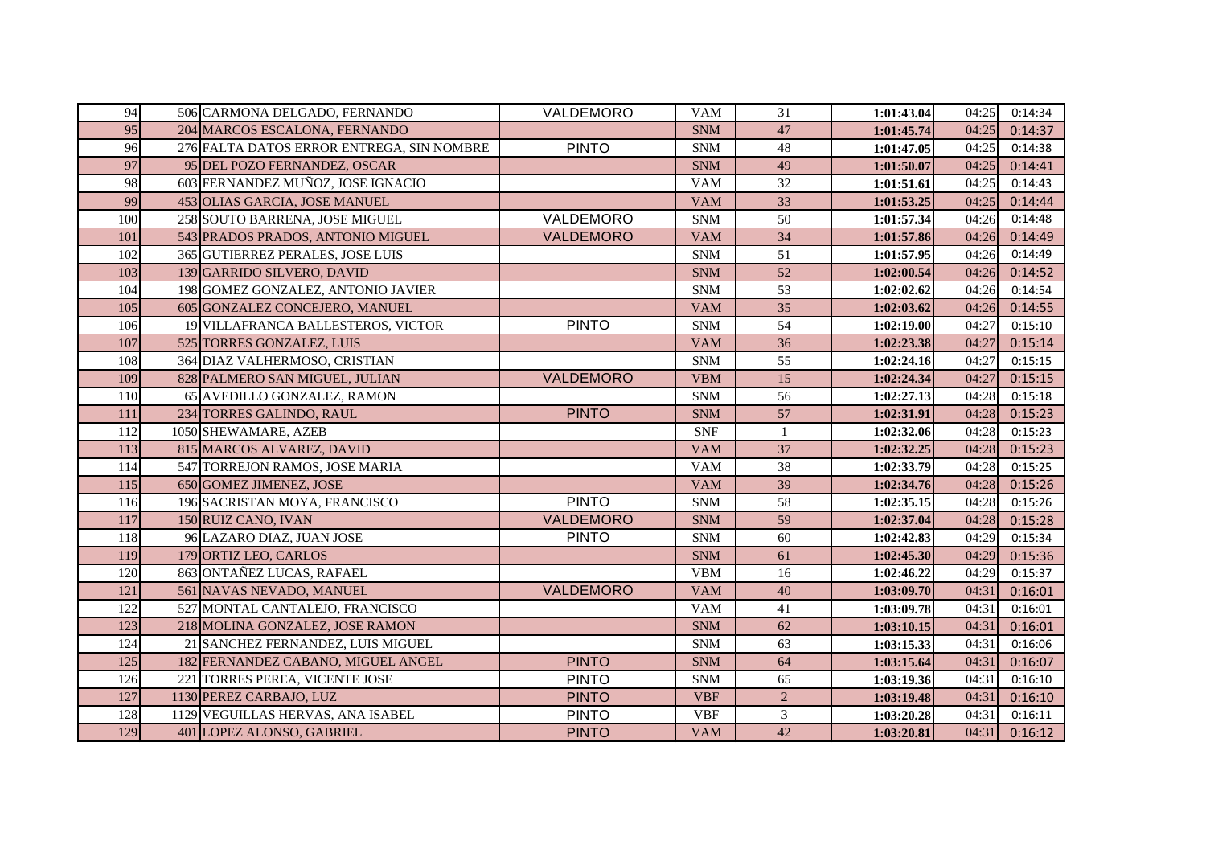| | | | | | | | | |
|---|---|---|---|---|---|---|---|---|
| 94 | 506 | CARMONA DELGADO, FERNANDO | VALDEMORO | VAM | 31 | **1:01:43.04** | 04:25 | 0:14:34 |
| 95 | 204 | MARCOS ESCALONA, FERNANDO | | SNM | 47 | **1:01:45.74** | 04:25 | 0:14:37 |
| 96 | 276 | FALTA DATOS ERROR ENTREGA, SIN NOMBRE | PINTO | SNM | 48 | **1:01:47.05** | 04:25 | 0:14:38 |
| 97 | 95 | DEL POZO FERNANDEZ, OSCAR | | SNM | 49 | **1:01:50.07** | 04:25 | 0:14:41 |
| 98 | 603 | FERNANDEZ MUÑOZ, JOSE IGNACIO | | VAM | 32 | **1:01:51.61** | 04:25 | 0:14:43 |
| 99 | 453 | OLIAS GARCIA, JOSE MANUEL | | VAM | 33 | **1:01:53.25** | 04:25 | 0:14:44 |
| 100 | 258 | SOUTO BARRENA, JOSE MIGUEL | VALDEMORO | SNM | 50 | **1:01:57.34** | 04:26 | 0:14:48 |
| 101 | 543 | PRADOS PRADOS, ANTONIO MIGUEL | VALDEMORO | VAM | 34 | **1:01:57.86** | 04:26 | 0:14:49 |
| 102 | 365 | GUTIERREZ PERALES, JOSE LUIS | | SNM | 51 | **1:01:57.95** | 04:26 | 0:14:49 |
| 103 | 139 | GARRIDO SILVERO, DAVID | | SNM | 52 | **1:02:00.54** | 04:26 | 0:14:52 |
| 104 | 198 | GOMEZ GONZALEZ, ANTONIO JAVIER | | SNM | 53 | **1:02:02.62** | 04:26 | 0:14:54 |
| 105 | 605 | GONZALEZ CONCEJERO, MANUEL | | VAM | 35 | **1:02:03.62** | 04:26 | 0:14:55 |
| 106 | 19 | VILLAFRANCA BALLESTEROS, VICTOR | PINTO | SNM | 54 | **1:02:19.00** | 04:27 | 0:15:10 |
| 107 | 525 | TORRES GONZALEZ, LUIS | | VAM | 36 | **1:02:23.38** | 04:27 | 0:15:14 |
| 108 | 364 | DIAZ VALHERMOSO, CRISTIAN | | SNM | 55 | **1:02:24.16** | 04:27 | 0:15:15 |
| 109 | 828 | PALMERO SAN MIGUEL, JULIAN | VALDEMORO | VBM | 15 | **1:02:24.34** | 04:27 | 0:15:15 |
| 110 | 65 | AVEDILLO GONZALEZ, RAMON | | SNM | 56 | **1:02:27.13** | 04:28 | 0:15:18 |
| 111 | 234 | TORRES GALINDO, RAUL | PINTO | SNM | 57 | **1:02:31.91** | 04:28 | 0:15:23 |
| 112 | 1050 | SHEWAMARE, AZEB | | SNF | 1 | **1:02:32.06** | 04:28 | 0:15:23 |
| 113 | 815 | MARCOS ALVAREZ, DAVID | | VAM | 37 | **1:02:32.25** | 04:28 | 0:15:23 |
| 114 | 547 | TORREJON RAMOS, JOSE MARIA | | VAM | 38 | **1:02:33.79** | 04:28 | 0:15:25 |
| 115 | 650 | GOMEZ JIMENEZ, JOSE | | VAM | 39 | **1:02:34.76** | 04:28 | 0:15:26 |
| 116 | 196 | SACRISTAN MOYA, FRANCISCO | PINTO | SNM | 58 | **1:02:35.15** | 04:28 | 0:15:26 |
| 117 | 150 | RUIZ CANO, IVAN | VALDEMORO | SNM | 59 | **1:02:37.04** | 04:28 | 0:15:28 |
| 118 | 96 | LAZARO DIAZ, JUAN JOSE | PINTO | SNM | 60 | **1:02:42.83** | 04:29 | 0:15:34 |
| 119 | 179 | ORTIZ LEO, CARLOS | | SNM | 61 | **1:02:45.30** | 04:29 | 0:15:36 |
| 120 | 863 | ONTAÑEZ LUCAS, RAFAEL | | VBM | 16 | **1:02:46.22** | 04:29 | 0:15:37 |
| 121 | 561 | NAVAS NEVADO, MANUEL | VALDEMORO | VAM | 40 | **1:03:09.70** | 04:31 | 0:16:01 |
| 122 | 527 | MONTAL CANTALEJO, FRANCISCO | | VAM | 41 | **1:03:09.78** | 04:31 | 0:16:01 |
| 123 | 218 | MOLINA GONZALEZ, JOSE RAMON | | SNM | 62 | **1:03:10.15** | 04:31 | 0:16:01 |
| 124 | 21 | SANCHEZ FERNANDEZ, LUIS MIGUEL | | SNM | 63 | **1:03:15.33** | 04:31 | 0:16:06 |
| 125 | 182 | FERNANDEZ CABANO, MIGUEL ANGEL | PINTO | SNM | 64 | **1:03:15.64** | 04:31 | 0:16:07 |
| 126 | 221 | TORRES PEREA, VICENTE JOSE | PINTO | SNM | 65 | **1:03:19.36** | 04:31 | 0:16:10 |
| 127 | 1130 | PEREZ CARBAJO, LUZ | PINTO | VBF | 2 | **1:03:19.48** | 04:31 | 0:16:10 |
| 128 | 1129 | VEGUILLAS HERVAS, ANA ISABEL | PINTO | VBF | 3 | **1:03:20.28** | 04:31 | 0:16:11 |
| 129 | 401 | LOPEZ ALONSO, GABRIEL | PINTO | VAM | 42 | **1:03:20.81** | 04:31 | 0:16:12 |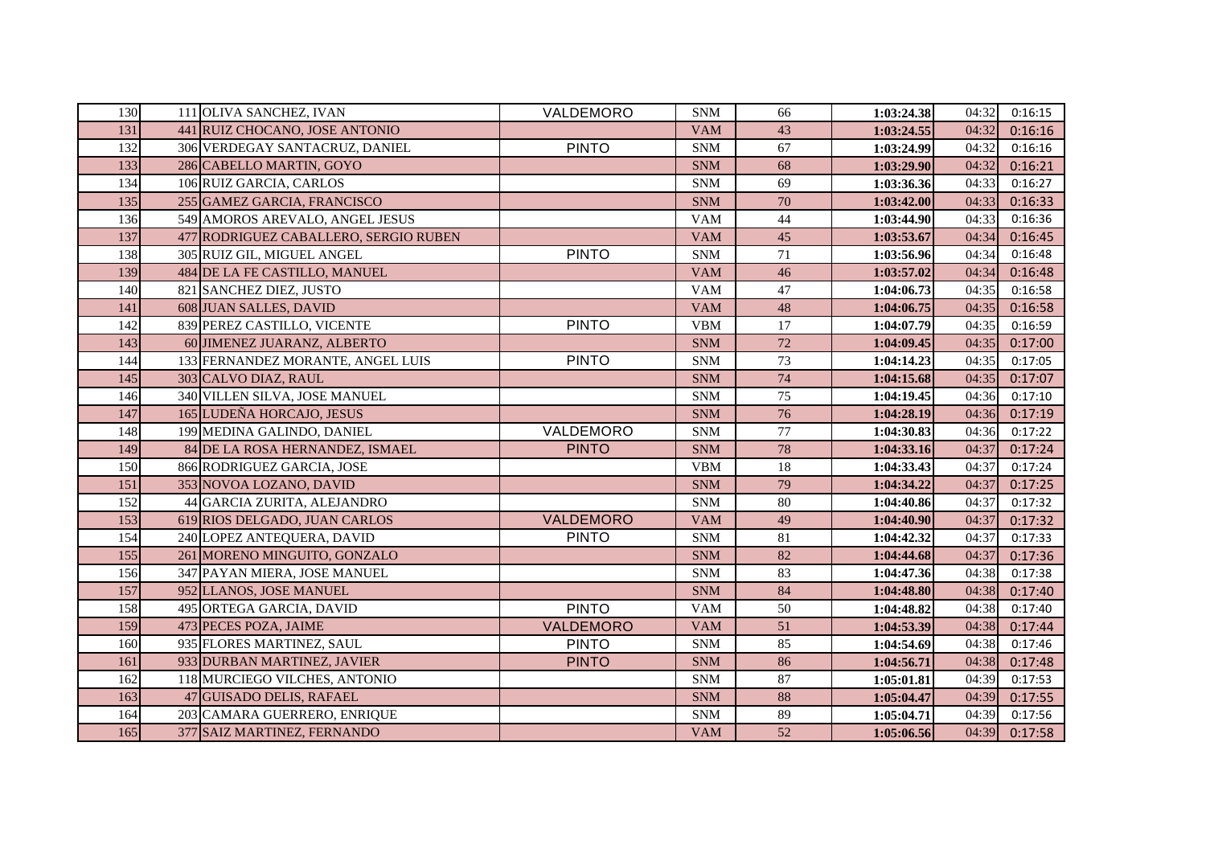| | | | | | | | | |
|---|---|---|---|---|---|---|---|---|
| 130 | 111 | OLIVA SANCHEZ, IVAN | VALDEMORO | SNM | 66 | 1:03:24.38 | 04:32 | 0:16:15 |
| 131 | 441 | RUIZ CHOCANO, JOSE ANTONIO | | VAM | 43 | 1:03:24.55 | 04:32 | 0:16:16 |
| 132 | 306 | VERDEGAY SANTACRUZ, DANIEL | PINTO | SNM | 67 | 1:03:24.99 | 04:32 | 0:16:16 |
| 133 | 286 | CABELLO MARTIN, GOYO | | SNM | 68 | 1:03:29.90 | 04:32 | 0:16:21 |
| 134 | 106 | RUIZ GARCIA, CARLOS | | SNM | 69 | 1:03:36.36 | 04:33 | 0:16:27 |
| 135 | 255 | GAMEZ GARCIA, FRANCISCO | | SNM | 70 | 1:03:42.00 | 04:33 | 0:16:33 |
| 136 | 549 | AMOROS AREVALO, ANGEL JESUS | | VAM | 44 | 1:03:44.90 | 04:33 | 0:16:36 |
| 137 | 477 | RODRIGUEZ CABALLERO, SERGIO RUBEN | | VAM | 45 | 1:03:53.67 | 04:34 | 0:16:45 |
| 138 | 305 | RUIZ GIL, MIGUEL ANGEL | PINTO | SNM | 71 | 1:03:56.96 | 04:34 | 0:16:48 |
| 139 | 484 | DE LA FE CASTILLO, MANUEL | | VAM | 46 | 1:03:57.02 | 04:34 | 0:16:48 |
| 140 | 821 | SANCHEZ DIEZ, JUSTO | | VAM | 47 | 1:04:06.73 | 04:35 | 0:16:58 |
| 141 | 608 | JUAN SALLES, DAVID | | VAM | 48 | 1:04:06.75 | 04:35 | 0:16:58 |
| 142 | 839 | PEREZ CASTILLO, VICENTE | PINTO | VBM | 17 | 1:04:07.79 | 04:35 | 0:16:59 |
| 143 | 60 | JIMENEZ JUARANZ, ALBERTO | | SNM | 72 | 1:04:09.45 | 04:35 | 0:17:00 |
| 144 | 133 | FERNANDEZ MORANTE, ANGEL LUIS | PINTO | SNM | 73 | 1:04:14.23 | 04:35 | 0:17:05 |
| 145 | 303 | CALVO DIAZ, RAUL | | SNM | 74 | 1:04:15.68 | 04:35 | 0:17:07 |
| 146 | 340 | VILLEN SILVA, JOSE MANUEL | | SNM | 75 | 1:04:19.45 | 04:36 | 0:17:10 |
| 147 | 165 | LUDEÑA HORCAJO, JESUS | | SNM | 76 | 1:04:28.19 | 04:36 | 0:17:19 |
| 148 | 199 | MEDINA GALINDO, DANIEL | VALDEMORO | SNM | 77 | 1:04:30.83 | 04:36 | 0:17:22 |
| 149 | 84 | DE LA ROSA HERNANDEZ, ISMAEL | PINTO | SNM | 78 | 1:04:33.16 | 04:37 | 0:17:24 |
| 150 | 866 | RODRIGUEZ GARCIA, JOSE | | VBM | 18 | 1:04:33.43 | 04:37 | 0:17:24 |
| 151 | 353 | NOVOA LOZANO, DAVID | | SNM | 79 | 1:04:34.22 | 04:37 | 0:17:25 |
| 152 | 44 | GARCIA ZURITA, ALEJANDRO | | SNM | 80 | 1:04:40.86 | 04:37 | 0:17:32 |
| 153 | 619 | RIOS DELGADO, JUAN CARLOS | VALDEMORO | VAM | 49 | 1:04:40.90 | 04:37 | 0:17:32 |
| 154 | 240 | LOPEZ ANTEQUERA, DAVID | PINTO | SNM | 81 | 1:04:42.32 | 04:37 | 0:17:33 |
| 155 | 261 | MORENO MINGUITO, GONZALO | | SNM | 82 | 1:04:44.68 | 04:37 | 0:17:36 |
| 156 | 347 | PAYAN MIERA, JOSE MANUEL | | SNM | 83 | 1:04:47.36 | 04:38 | 0:17:38 |
| 157 | 952 | LLANOS, JOSE MANUEL | | SNM | 84 | 1:04:48.80 | 04:38 | 0:17:40 |
| 158 | 495 | ORTEGA GARCIA, DAVID | PINTO | VAM | 50 | 1:04:48.82 | 04:38 | 0:17:40 |
| 159 | 473 | PECES POZA, JAIME | VALDEMORO | VAM | 51 | 1:04:53.39 | 04:38 | 0:17:44 |
| 160 | 935 | FLORES MARTINEZ, SAUL | PINTO | SNM | 85 | 1:04:54.69 | 04:38 | 0:17:46 |
| 161 | 933 | DURBAN MARTINEZ, JAVIER | PINTO | SNM | 86 | 1:04:56.71 | 04:38 | 0:17:48 |
| 162 | 118 | MURCIEGO VILCHES, ANTONIO | | SNM | 87 | 1:05:01.81 | 04:39 | 0:17:53 |
| 163 | 47 | GUISADO DELIS, RAFAEL | | SNM | 88 | 1:05:04.47 | 04:39 | 0:17:55 |
| 164 | 203 | CAMARA GUERRERO, ENRIQUE | | SNM | 89 | 1:05:04.71 | 04:39 | 0:17:56 |
| 165 | 377 | SAIZ MARTINEZ, FERNANDO | | VAM | 52 | 1:05:06.56 | 04:39 | 0:17:58 |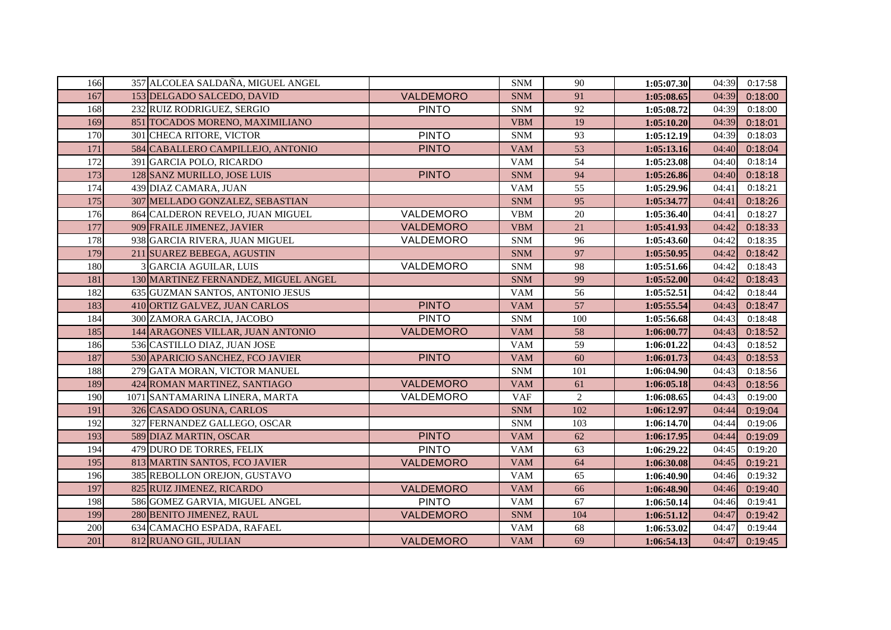| | | | | | | | | |
|---|---|---|---|---|---|---|---|---|
| 166 | 357 | ALCOLEA SALDAÑA, MIGUEL ANGEL | | SNM | 90 | 1:05:07.30 | 04:39 | 0:17:58 |
| 167 | 153 | DELGADO SALCEDO, DAVID | VALDEMORO | SNM | 91 | 1:05:08.65 | 04:39 | 0:18:00 |
| 168 | 232 | RUIZ RODRIGUEZ, SERGIO | PINTO | SNM | 92 | 1:05:08.72 | 04:39 | 0:18:00 |
| 169 | 851 | TOCADOS MORENO, MAXIMILIANO | | VBM | 19 | 1:05:10.20 | 04:39 | 0:18:01 |
| 170 | 301 | CHECA RITORE, VICTOR | PINTO | SNM | 93 | 1:05:12.19 | 04:39 | 0:18:03 |
| 171 | 584 | CABALLERO CAMPILLEJO, ANTONIO | PINTO | VAM | 53 | 1:05:13.16 | 04:40 | 0:18:04 |
| 172 | 391 | GARCIA POLO, RICARDO | | VAM | 54 | 1:05:23.08 | 04:40 | 0:18:14 |
| 173 | 128 | SANZ MURILLO, JOSE LUIS | PINTO | SNM | 94 | 1:05:26.86 | 04:40 | 0:18:18 |
| 174 | 439 | DIAZ CAMARA, JUAN | | VAM | 55 | 1:05:29.96 | 04:41 | 0:18:21 |
| 175 | 307 | MELLADO GONZALEZ, SEBASTIAN | | SNM | 95 | 1:05:34.77 | 04:41 | 0:18:26 |
| 176 | 864 | CALDERON REVELO, JUAN MIGUEL | VALDEMORO | VBM | 20 | 1:05:36.40 | 04:41 | 0:18:27 |
| 177 | 909 | FRAILE JIMENEZ, JAVIER | VALDEMORO | VBM | 21 | 1:05:41.93 | 04:42 | 0:18:33 |
| 178 | 938 | GARCIA RIVERA, JUAN MIGUEL | VALDEMORO | SNM | 96 | 1:05:43.60 | 04:42 | 0:18:35 |
| 179 | 211 | SUAREZ BEBEGA, AGUSTIN | | SNM | 97 | 1:05:50.95 | 04:42 | 0:18:42 |
| 180 | 3 | GARCIA AGUILAR, LUIS | VALDEMORO | SNM | 98 | 1:05:51.66 | 04:42 | 0:18:43 |
| 181 | 130 | MARTINEZ FERNANDEZ, MIGUEL ANGEL | | SNM | 99 | 1:05:52.00 | 04:42 | 0:18:43 |
| 182 | 635 | GUZMAN SANTOS, ANTONIO JESUS | | VAM | 56 | 1:05:52.51 | 04:42 | 0:18:44 |
| 183 | 410 | ORTIZ GALVEZ, JUAN CARLOS | PINTO | VAM | 57 | 1:05:55.54 | 04:43 | 0:18:47 |
| 184 | 300 | ZAMORA GARCIA, JACOBO | PINTO | SNM | 100 | 1:05:56.68 | 04:43 | 0:18:48 |
| 185 | 144 | ARAGONES VILLAR, JUAN ANTONIO | VALDEMORO | VAM | 58 | 1:06:00.77 | 04:43 | 0:18:52 |
| 186 | 536 | CASTILLO DIAZ, JUAN JOSE | | VAM | 59 | 1:06:01.22 | 04:43 | 0:18:52 |
| 187 | 530 | APARICIO SANCHEZ, FCO JAVIER | PINTO | VAM | 60 | 1:06:01.73 | 04:43 | 0:18:53 |
| 188 | 279 | GATA MORAN, VICTOR MANUEL | | SNM | 101 | 1:06:04.90 | 04:43 | 0:18:56 |
| 189 | 424 | ROMAN MARTINEZ, SANTIAGO | VALDEMORO | VAM | 61 | 1:06:05.18 | 04:43 | 0:18:56 |
| 190 | 1071 | SANTAMARINA LINERA, MARTA | VALDEMORO | VAF | 2 | 1:06:08.65 | 04:43 | 0:19:00 |
| 191 | 326 | CASADO OSUNA, CARLOS | | SNM | 102 | 1:06:12.97 | 04:44 | 0:19:04 |
| 192 | 327 | FERNANDEZ GALLEGO, OSCAR | | SNM | 103 | 1:06:14.70 | 04:44 | 0:19:06 |
| 193 | 589 | DIAZ MARTIN, OSCAR | PINTO | VAM | 62 | 1:06:17.95 | 04:44 | 0:19:09 |
| 194 | 479 | DURO DE TORRES, FELIX | PINTO | VAM | 63 | 1:06:29.22 | 04:45 | 0:19:20 |
| 195 | 813 | MARTIN SANTOS, FCO JAVIER | VALDEMORO | VAM | 64 | 1:06:30.08 | 04:45 | 0:19:21 |
| 196 | 385 | REBOLLON OREJON, GUSTAVO | | VAM | 65 | 1:06:40.90 | 04:46 | 0:19:32 |
| 197 | 825 | RUIZ JIMENEZ, RICARDO | VALDEMORO | VAM | 66 | 1:06:48.90 | 04:46 | 0:19:40 |
| 198 | 586 | GOMEZ GARVIA, MIGUEL ANGEL | PINTO | VAM | 67 | 1:06:50.14 | 04:46 | 0:19:41 |
| 199 | 280 | BENITO JIMENEZ, RAUL | VALDEMORO | SNM | 104 | 1:06:51.12 | 04:47 | 0:19:42 |
| 200 | 634 | CAMACHO ESPADA, RAFAEL | | VAM | 68 | 1:06:53.02 | 04:47 | 0:19:44 |
| 201 | 812 | RUANO GIL, JULIAN | VALDEMORO | VAM | 69 | 1:06:54.13 | 04:47 | 0:19:45 |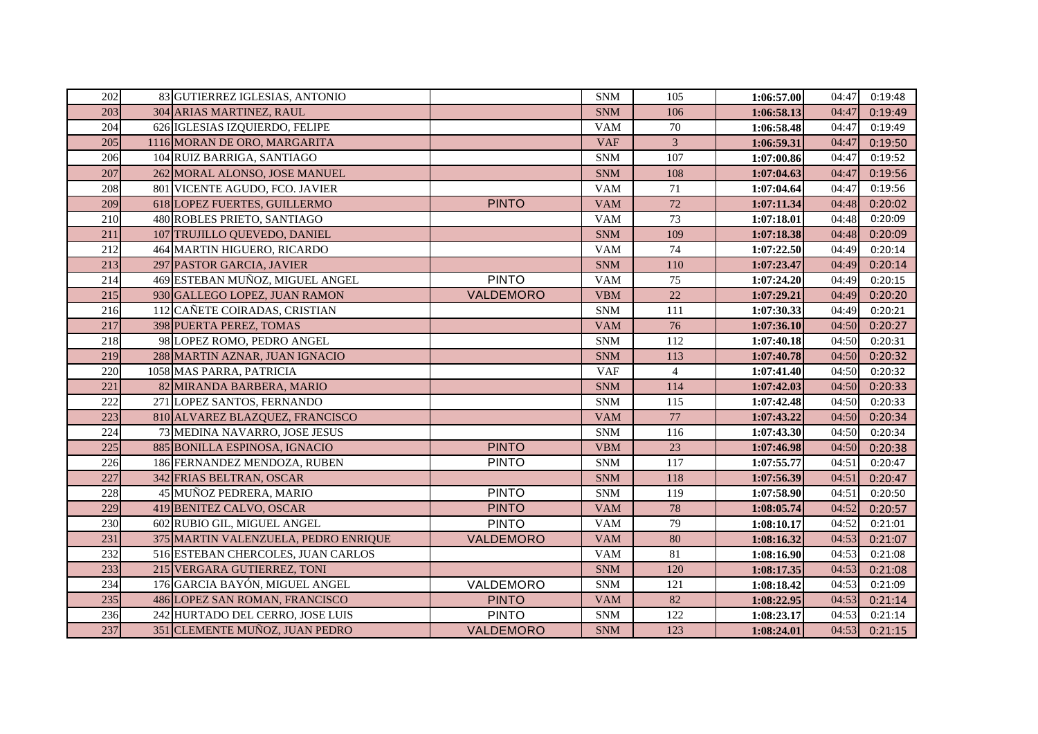| | | | | | | | | |
|---|---|---|---|---|---|---|---|---|
| 202 | 83 | GUTIERREZ IGLESIAS, ANTONIO | | SNM | 105 | 1:06:57.00 | 04:47 | 0:19:48 |
| 203 | 304 | ARIAS MARTINEZ, RAUL | | SNM | 106 | 1:06:58.13 | 04:47 | 0:19:49 |
| 204 | 626 | IGLESIAS IZQUIERDO, FELIPE | | VAM | 70 | 1:06:58.48 | 04:47 | 0:19:49 |
| 205 | 1116 | MORAN DE ORO, MARGARITA | | VAF | 3 | 1:06:59.31 | 04:47 | 0:19:50 |
| 206 | 104 | RUIZ BARRIGA, SANTIAGO | | SNM | 107 | 1:07:00.86 | 04:47 | 0:19:52 |
| 207 | 262 | MORAL ALONSO, JOSE MANUEL | | SNM | 108 | 1:07:04.63 | 04:47 | 0:19:56 |
| 208 | 801 | VICENTE AGUDO, FCO. JAVIER | | VAM | 71 | 1:07:04.64 | 04:47 | 0:19:56 |
| 209 | 618 | LOPEZ FUERTES, GUILLERMO | PINTO | VAM | 72 | 1:07:11.34 | 04:48 | 0:20:02 |
| 210 | 480 | ROBLES PRIETO, SANTIAGO | | VAM | 73 | 1:07:18.01 | 04:48 | 0:20:09 |
| 211 | 107 | TRUJILLO QUEVEDO, DANIEL | | SNM | 109 | 1:07:18.38 | 04:48 | 0:20:09 |
| 212 | 464 | MARTIN HIGUERO, RICARDO | | VAM | 74 | 1:07:22.50 | 04:49 | 0:20:14 |
| 213 | 297 | PASTOR GARCIA, JAVIER | | SNM | 110 | 1:07:23.47 | 04:49 | 0:20:14 |
| 214 | 469 | ESTEBAN MUÑOZ, MIGUEL ANGEL | PINTO | VAM | 75 | 1:07:24.20 | 04:49 | 0:20:15 |
| 215 | 930 | GALLEGO LOPEZ, JUAN RAMON | VALDEMORO | VBM | 22 | 1:07:29.21 | 04:49 | 0:20:20 |
| 216 | 112 | CAÑETE COIRADAS, CRISTIAN | | SNM | 111 | 1:07:30.33 | 04:49 | 0:20:21 |
| 217 | 398 | PUERTA PEREZ, TOMAS | | VAM | 76 | 1:07:36.10 | 04:50 | 0:20:27 |
| 218 | 98 | LOPEZ ROMO, PEDRO ANGEL | | SNM | 112 | 1:07:40.18 | 04:50 | 0:20:31 |
| 219 | 288 | MARTIN AZNAR, JUAN IGNACIO | | SNM | 113 | 1:07:40.78 | 04:50 | 0:20:32 |
| 220 | 1058 | MAS PARRA, PATRICIA | | VAF | 4 | 1:07:41.40 | 04:50 | 0:20:32 |
| 221 | 82 | MIRANDA BARBERA, MARIO | | SNM | 114 | 1:07:42.03 | 04:50 | 0:20:33 |
| 222 | 271 | LOPEZ SANTOS, FERNANDO | | SNM | 115 | 1:07:42.48 | 04:50 | 0:20:33 |
| 223 | 810 | ALVAREZ BLAZQUEZ, FRANCISCO | | VAM | 77 | 1:07:43.22 | 04:50 | 0:20:34 |
| 224 | 73 | MEDINA NAVARRO, JOSE JESUS | | SNM | 116 | 1:07:43.30 | 04:50 | 0:20:34 |
| 225 | 885 | BONILLA ESPINOSA, IGNACIO | PINTO | VBM | 23 | 1:07:46.98 | 04:50 | 0:20:38 |
| 226 | 186 | FERNANDEZ MENDOZA, RUBEN | PINTO | SNM | 117 | 1:07:55.77 | 04:51 | 0:20:47 |
| 227 | 342 | FRIAS BELTRAN, OSCAR | | SNM | 118 | 1:07:56.39 | 04:51 | 0:20:47 |
| 228 | 45 | MUÑOZ PEDRERA, MARIO | PINTO | SNM | 119 | 1:07:58.90 | 04:51 | 0:20:50 |
| 229 | 419 | BENITEZ CALVO, OSCAR | PINTO | VAM | 78 | 1:08:05.74 | 04:52 | 0:20:57 |
| 230 | 602 | RUBIO GIL, MIGUEL ANGEL | PINTO | VAM | 79 | 1:08:10.17 | 04:52 | 0:21:01 |
| 231 | 375 | MARTIN VALENZUELA, PEDRO ENRIQUE | VALDEMORO | VAM | 80 | 1:08:16.32 | 04:53 | 0:21:07 |
| 232 | 516 | ESTEBAN CHERCOLES, JUAN CARLOS | | VAM | 81 | 1:08:16.90 | 04:53 | 0:21:08 |
| 233 | 215 | VERGARA GUTIERREZ, TONI | | SNM | 120 | 1:08:17.35 | 04:53 | 0:21:08 |
| 234 | 176 | GARCIA BAYÓN, MIGUEL ANGEL | VALDEMORO | SNM | 121 | 1:08:18.42 | 04:53 | 0:21:09 |
| 235 | 486 | LOPEZ SAN ROMAN, FRANCISCO | PINTO | VAM | 82 | 1:08:22.95 | 04:53 | 0:21:14 |
| 236 | 242 | HURTADO DEL CERRO, JOSE LUIS | PINTO | SNM | 122 | 1:08:23.17 | 04:53 | 0:21:14 |
| 237 | 351 | CLEMENTE MUÑOZ, JUAN PEDRO | VALDEMORO | SNM | 123 | 1:08:24.01 | 04:53 | 0:21:15 |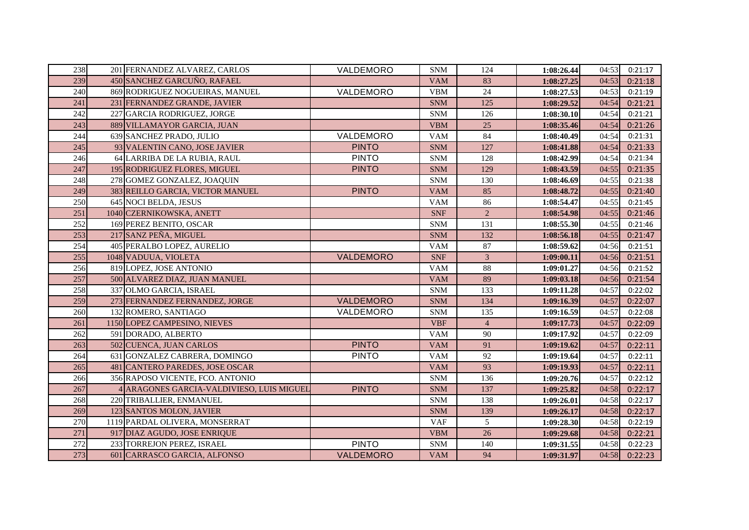| | | | | | | | | |
|---|---|---|---|---|---|---|---|---|
| 238 | 201 | FERNANDEZ ALVAREZ, CARLOS | VALDEMORO | SNM | 124 | **1:08:26.44** | 04:53 | 0:21:17 |
| 239 | 450 | SANCHEZ GARCUÑO, RAFAEL | | VAM | 83 | **1:08:27.25** | 04:53 | 0:21:18 |
| 240 | 869 | RODRIGUEZ NOGUEIRAS, MANUEL | VALDEMORO | VBM | 24 | **1:08:27.53** | 04:53 | 0:21:19 |
| 241 | 231 | FERNANDEZ GRANDE, JAVIER | | SNM | 125 | **1:08:29.52** | 04:54 | 0:21:21 |
| 242 | 227 | GARCIA RODRIGUEZ, JORGE | | SNM | 126 | **1:08:30.10** | 04:54 | 0:21:21 |
| 243 | 889 | VILLAMAYOR GARCIA, JUAN | | VBM | 25 | **1:08:35.46** | 04:54 | 0:21:26 |
| 244 | 639 | SANCHEZ PRADO, JULIO | VALDEMORO | VAM | 84 | **1:08:40.49** | 04:54 | 0:21:31 |
| 245 | 93 | VALENTIN CANO, JOSE JAVIER | PINTO | SNM | 127 | **1:08:41.88** | 04:54 | 0:21:33 |
| 246 | 64 | LARRIBA DE LA RUBIA, RAUL | PINTO | SNM | 128 | **1:08:42.99** | 04:54 | 0:21:34 |
| 247 | 195 | RODRIGUEZ FLORES, MIGUEL | PINTO | SNM | 129 | **1:08:43.59** | 04:55 | 0:21:35 |
| 248 | 278 | GOMEZ GONZALEZ, JOAQUIN | | SNM | 130 | **1:08:46.69** | 04:55 | 0:21:38 |
| 249 | 383 | REILLO GARCIA, VICTOR MANUEL | PINTO | VAM | 85 | **1:08:48.72** | 04:55 | 0:21:40 |
| 250 | 645 | NOCI BELDA, JESUS | | VAM | 86 | **1:08:54.47** | 04:55 | 0:21:45 |
| 251 | 1040 | CZERNIKOWSKA, ANETT | | SNF | 2 | **1:08:54.98** | 04:55 | 0:21:46 |
| 252 | 169 | PEREZ BENITO, OSCAR | | SNM | 131 | **1:08:55.30** | 04:55 | 0:21:46 |
| 253 | 217 | SANZ PEÑA, MIGUEL | | SNM | 132 | **1:08:56.18** | 04:55 | 0:21:47 |
| 254 | 405 | PERALBO LOPEZ, AURELIO | | VAM | 87 | **1:08:59.62** | 04:56 | 0:21:51 |
| 255 | 1048 | VADUUA, VIOLETA | VALDEMORO | SNF | 3 | **1:09:00.11** | 04:56 | 0:21:51 |
| 256 | 819 | LOPEZ, JOSE ANTONIO | | VAM | 88 | **1:09:01.27** | 04:56 | 0:21:52 |
| 257 | 500 | ALVAREZ DIAZ, JUAN MANUEL | | VAM | 89 | **1:09:03.18** | 04:56 | 0:21:54 |
| 258 | 337 | OLMO GARCIA, ISRAEL | | SNM | 133 | **1:09:11.28** | 04:57 | 0:22:02 |
| 259 | 273 | FERNANDEZ FERNANDEZ, JORGE | VALDEMORO | SNM | 134 | **1:09:16.39** | 04:57 | 0:22:07 |
| 260 | 132 | ROMERO, SANTIAGO | VALDEMORO | SNM | 135 | **1:09:16.59** | 04:57 | 0:22:08 |
| 261 | 1150 | LOPEZ CAMPESINO, NIEVES | | VBF | 4 | **1:09:17.73** | 04:57 | 0:22:09 |
| 262 | 591 | DORADO, ALBERTO | | VAM | 90 | **1:09:17.92** | 04:57 | 0:22:09 |
| 263 | 502 | CUENCA, JUAN CARLOS | PINTO | VAM | 91 | **1:09:19.62** | 04:57 | 0:22:11 |
| 264 | 631 | GONZALEZ CABRERA, DOMINGO | PINTO | VAM | 92 | **1:09:19.64** | 04:57 | 0:22:11 |
| 265 | 481 | CANTERO PAREDES, JOSE OSCAR | | VAM | 93 | **1:09:19.93** | 04:57 | 0:22:11 |
| 266 | 356 | RAPOSO VICENTE, FCO. ANTONIO | | SNM | 136 | **1:09:20.76** | 04:57 | 0:22:12 |
| 267 | 4 | ARAGONES GARCIA-VALDIVIESO, LUIS MIGUEL | PINTO | SNM | 137 | **1:09:25.82** | 04:58 | 0:22:17 |
| 268 | 220 | TRIBALLIER, ENMANUEL | | SNM | 138 | **1:09:26.01** | 04:58 | 0:22:17 |
| 269 | 123 | SANTOS MOLON, JAVIER | | SNM | 139 | **1:09:26.17** | 04:58 | 0:22:17 |
| 270 | 1119 | PARDAL OLIVERA, MONSERRAT | | VAF | 5 | **1:09:28.30** | 04:58 | 0:22:19 |
| 271 | 917 | DIAZ AGUDO, JOSE ENRIQUE | | VBM | 26 | **1:09:29.68** | 04:58 | 0:22:21 |
| 272 | 233 | TORREJON PEREZ, ISRAEL | PINTO | SNM | 140 | **1:09:31.55** | 04:58 | 0:22:23 |
| 273 | 601 | CARRASCO GARCIA, ALFONSO | VALDEMORO | VAM | 94 | **1:09:31.97** | 04:58 | 0:22:23 |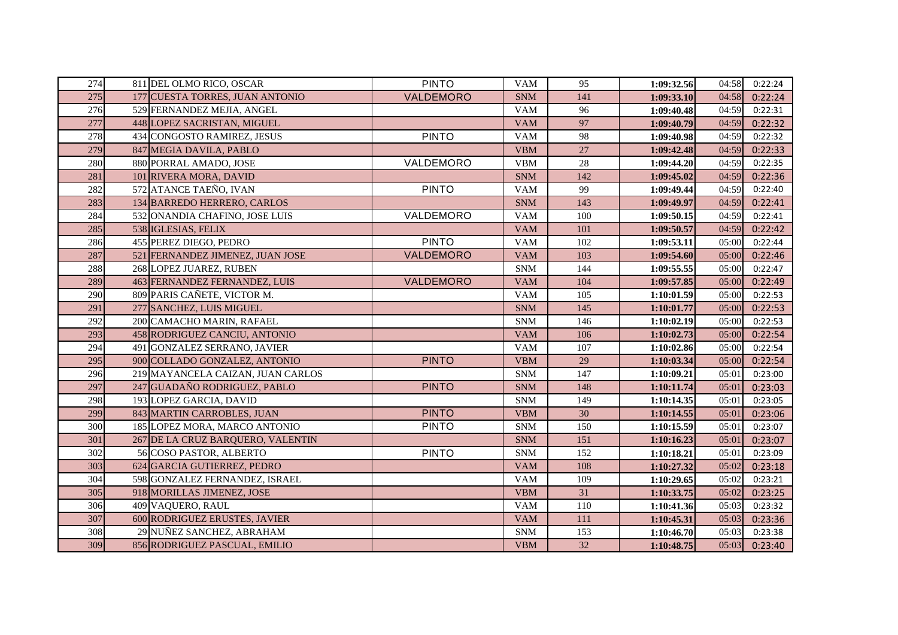| 274 | 811 | DEL OLMO RICO, OSCAR | PINTO | VAM | 95 | 1:09:32.56 | 04:58 | 0:22:24 |
|---|---|---|---|---|---|---|---|---|
| 275 | 177 | CUESTA TORRES, JUAN ANTONIO | VALDEMORO | SNM | 141 | 1:09:33.10 | 04:58 | 0:22:24 |
| 276 | 529 | FERNANDEZ MEJIA, ANGEL | | VAM | 96 | 1:09:40.48 | 04:59 | 0:22:31 |
| 277 | 448 | LOPEZ SACRISTAN, MIGUEL | | VAM | 97 | 1:09:40.79 | 04:59 | 0:22:32 |
| 278 | 434 | CONGOSTO RAMIREZ, JESUS | PINTO | VAM | 98 | 1:09:40.98 | 04:59 | 0:22:32 |
| 279 | 847 | MEGIA DAVILA, PABLO | | VBM | 27 | 1:09:42.48 | 04:59 | 0:22:33 |
| 280 | 880 | PORRAL AMADO, JOSE | VALDEMORO | VBM | 28 | 1:09:44.20 | 04:59 | 0:22:35 |
| 281 | 101 | RIVERA MORA, DAVID | | SNM | 142 | 1:09:45.02 | 04:59 | 0:22:36 |
| 282 | 572 | ATANCE TAEÑO, IVAN | PINTO | VAM | 99 | 1:09:49.44 | 04:59 | 0:22:40 |
| 283 | 134 | BARREDO HERRERO, CARLOS | | SNM | 143 | 1:09:49.97 | 04:59 | 0:22:41 |
| 284 | 532 | ONANDIA CHAFINO, JOSE LUIS | VALDEMORO | VAM | 100 | 1:09:50.15 | 04:59 | 0:22:41 |
| 285 | 538 | IGLESIAS, FELIX | | VAM | 101 | 1:09:50.57 | 04:59 | 0:22:42 |
| 286 | 455 | PEREZ DIEGO, PEDRO | PINTO | VAM | 102 | 1:09:53.11 | 05:00 | 0:22:44 |
| 287 | 521 | FERNANDEZ JIMENEZ, JUAN JOSE | VALDEMORO | VAM | 103 | 1:09:54.60 | 05:00 | 0:22:46 |
| 288 | 268 | LOPEZ JUAREZ, RUBEN | | SNM | 144 | 1:09:55.55 | 05:00 | 0:22:47 |
| 289 | 463 | FERNANDEZ FERNANDEZ, LUIS | VALDEMORO | VAM | 104 | 1:09:57.85 | 05:00 | 0:22:49 |
| 290 | 809 | PARIS CAÑETE, VICTOR M. | | VAM | 105 | 1:10:01.59 | 05:00 | 0:22:53 |
| 291 | 277 | SANCHEZ, LUIS MIGUEL | | SNM | 145 | 1:10:01.77 | 05:00 | 0:22:53 |
| 292 | 200 | CAMACHO MARIN, RAFAEL | | SNM | 146 | 1:10:02.19 | 05:00 | 0:22:53 |
| 293 | 458 | RODRIGUEZ CANCIU, ANTONIO | | VAM | 106 | 1:10:02.73 | 05:00 | 0:22:54 |
| 294 | 491 | GONZALEZ SERRANO, JAVIER | | VAM | 107 | 1:10:02.86 | 05:00 | 0:22:54 |
| 295 | 900 | COLLADO GONZALEZ, ANTONIO | PINTO | VBM | 29 | 1:10:03.34 | 05:00 | 0:22:54 |
| 296 | 219 | MAYANCELA CAIZAN, JUAN CARLOS | | SNM | 147 | 1:10:09.21 | 05:01 | 0:23:00 |
| 297 | 247 | GUADAÑO RODRIGUEZ, PABLO | PINTO | SNM | 148 | 1:10:11.74 | 05:01 | 0:23:03 |
| 298 | 193 | LOPEZ GARCIA, DAVID | | SNM | 149 | 1:10:14.35 | 05:01 | 0:23:05 |
| 299 | 843 | MARTIN CARROBLES, JUAN | PINTO | VBM | 30 | 1:10:14.55 | 05:01 | 0:23:06 |
| 300 | 185 | LOPEZ MORA, MARCO ANTONIO | PINTO | SNM | 150 | 1:10:15.59 | 05:01 | 0:23:07 |
| 301 | 267 | DE LA CRUZ BARQUERO, VALENTIN | | SNM | 151 | 1:10:16.23 | 05:01 | 0:23:07 |
| 302 | 56 | COSO PASTOR, ALBERTO | PINTO | SNM | 152 | 1:10:18.21 | 05:01 | 0:23:09 |
| 303 | 624 | GARCIA GUTIERREZ, PEDRO | | VAM | 108 | 1:10:27.32 | 05:02 | 0:23:18 |
| 304 | 598 | GONZALEZ FERNANDEZ, ISRAEL | | VAM | 109 | 1:10:29.65 | 05:02 | 0:23:21 |
| 305 | 918 | MORILLAS JIMENEZ, JOSE | | VBM | 31 | 1:10:33.75 | 05:02 | 0:23:25 |
| 306 | 409 | VAQUERO, RAUL | | VAM | 110 | 1:10:41.36 | 05:03 | 0:23:32 |
| 307 | 600 | RODRIGUEZ ERUSTES, JAVIER | | VAM | 111 | 1:10:45.31 | 05:03 | 0:23:36 |
| 308 | 29 | NUÑEZ SANCHEZ, ABRAHAM | | SNM | 153 | 1:10:46.70 | 05:03 | 0:23:38 |
| 309 | 856 | RODRIGUEZ PASCUAL, EMILIO | | VBM | 32 | 1:10:48.75 | 05:03 | 0:23:40 |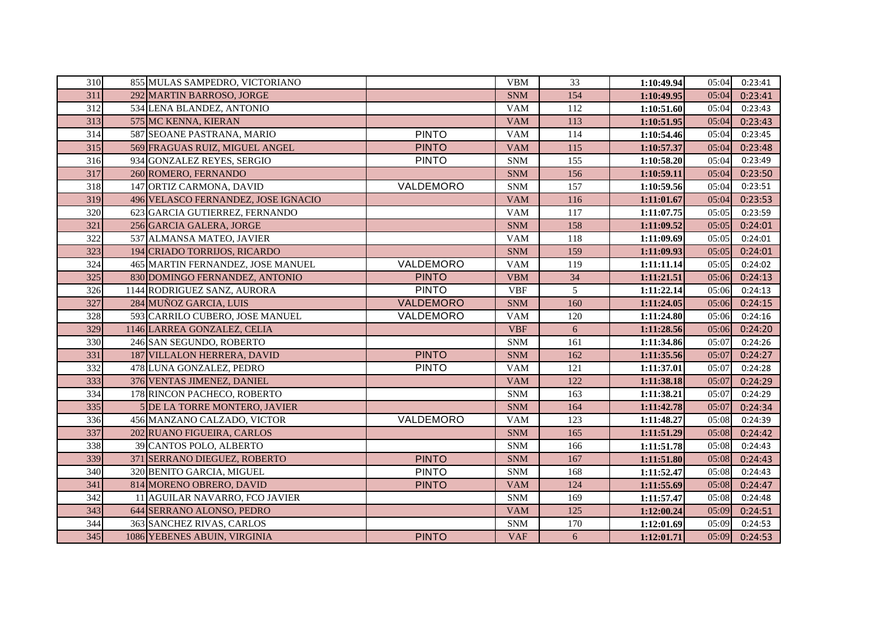| | | | | | | | | |
|---|---|---|---|---|---|---|---|---|
| 310 | 855 | MULAS SAMPEDRO, VICTORIANO | | VBM | 33 | 1:10:49.94 | 05:04 | 0:23:41 |
| 311 | 292 | MARTIN BARROSO, JORGE | | SNM | 154 | 1:10:49.95 | 05:04 | 0:23:41 |
| 312 | 534 | LENA BLANDEZ, ANTONIO | | VAM | 112 | 1:10:51.60 | 05:04 | 0:23:43 |
| 313 | 575 | MC KENNA, KIERAN | | VAM | 113 | 1:10:51.95 | 05:04 | 0:23:43 |
| 314 | 587 | SEOANE PASTRANA, MARIO | PINTO | VAM | 114 | 1:10:54.46 | 05:04 | 0:23:45 |
| 315 | 569 | FRAGUAS RUIZ, MIGUEL ANGEL | PINTO | VAM | 115 | 1:10:57.37 | 05:04 | 0:23:48 |
| 316 | 934 | GONZALEZ REYES, SERGIO | PINTO | SNM | 155 | 1:10:58.20 | 05:04 | 0:23:49 |
| 317 | 260 | ROMERO, FERNANDO | | SNM | 156 | 1:10:59.11 | 05:04 | 0:23:50 |
| 318 | 147 | ORTIZ CARMONA, DAVID | VALDEMORO | SNM | 157 | 1:10:59.56 | 05:04 | 0:23:51 |
| 319 | 496 | VELASCO FERNANDEZ, JOSE IGNACIO | | VAM | 116 | 1:11:01.67 | 05:04 | 0:23:53 |
| 320 | 623 | GARCIA GUTIERREZ, FERNANDO | | VAM | 117 | 1:11:07.75 | 05:05 | 0:23:59 |
| 321 | 256 | GARCIA GALERA, JORGE | | SNM | 158 | 1:11:09.52 | 05:05 | 0:24:01 |
| 322 | 537 | ALMANSA MATEO, JAVIER | | VAM | 118 | 1:11:09.69 | 05:05 | 0:24:01 |
| 323 | 194 | CRIADO TORRIJOS, RICARDO | | SNM | 159 | 1:11:09.93 | 05:05 | 0:24:01 |
| 324 | 465 | MARTIN FERNANDEZ, JOSE MANUEL | VALDEMORO | VAM | 119 | 1:11:11.14 | 05:05 | 0:24:02 |
| 325 | 830 | DOMINGO FERNANDEZ, ANTONIO | PINTO | VBM | 34 | 1:11:21.51 | 05:06 | 0:24:13 |
| 326 | 1144 | RODRIGUEZ SANZ, AURORA | PINTO | VBF | 5 | 1:11:22.14 | 05:06 | 0:24:13 |
| 327 | 284 | MUÑOZ GARCIA, LUIS | VALDEMORO | SNM | 160 | 1:11:24.05 | 05:06 | 0:24:15 |
| 328 | 593 | CARRILO CUBERO, JOSE MANUEL | VALDEMORO | VAM | 120 | 1:11:24.80 | 05:06 | 0:24:16 |
| 329 | 1146 | LARREA GONZALEZ, CELIA | | VBF | 6 | 1:11:28.56 | 05:06 | 0:24:20 |
| 330 | 246 | SAN SEGUNDO, ROBERTO | | SNM | 161 | 1:11:34.86 | 05:07 | 0:24:26 |
| 331 | 187 | VILLALON HERRERA, DAVID | PINTO | SNM | 162 | 1:11:35.56 | 05:07 | 0:24:27 |
| 332 | 478 | LUNA GONZALEZ, PEDRO | PINTO | VAM | 121 | 1:11:37.01 | 05:07 | 0:24:28 |
| 333 | 376 | VENTAS JIMENEZ, DANIEL | | VAM | 122 | 1:11:38.18 | 05:07 | 0:24:29 |
| 334 | 178 | RINCON PACHECO, ROBERTO | | SNM | 163 | 1:11:38.21 | 05:07 | 0:24:29 |
| 335 | 5 | DE LA TORRE MONTERO, JAVIER | | SNM | 164 | 1:11:42.78 | 05:07 | 0:24:34 |
| 336 | 456 | MANZANO CALZADO, VICTOR | VALDEMORO | VAM | 123 | 1:11:48.27 | 05:08 | 0:24:39 |
| 337 | 202 | RUANO FIGUEIRA, CARLOS | | SNM | 165 | 1:11:51.29 | 05:08 | 0:24:42 |
| 338 | 39 | CANTOS POLO, ALBERTO | | SNM | 166 | 1:11:51.78 | 05:08 | 0:24:43 |
| 339 | 371 | SERRANO DIEGUEZ, ROBERTO | PINTO | SNM | 167 | 1:11:51.80 | 05:08 | 0:24:43 |
| 340 | 320 | BENITO GARCIA, MIGUEL | PINTO | SNM | 168 | 1:11:52.47 | 05:08 | 0:24:43 |
| 341 | 814 | MORENO OBRERO, DAVID | PINTO | VAM | 124 | 1:11:55.69 | 05:08 | 0:24:47 |
| 342 | 11 | AGUILAR NAVARRO, FCO JAVIER | | SNM | 169 | 1:11:57.47 | 05:08 | 0:24:48 |
| 343 | 644 | SERRANO ALONSO, PEDRO | | VAM | 125 | 1:12:00.24 | 05:09 | 0:24:51 |
| 344 | 363 | SANCHEZ RIVAS, CARLOS | | SNM | 170 | 1:12:01.69 | 05:09 | 0:24:53 |
| 345 | 1086 | YEBENES ABUIN, VIRGINIA | PINTO | VAF | 6 | 1:12:01.71 | 05:09 | 0:24:53 |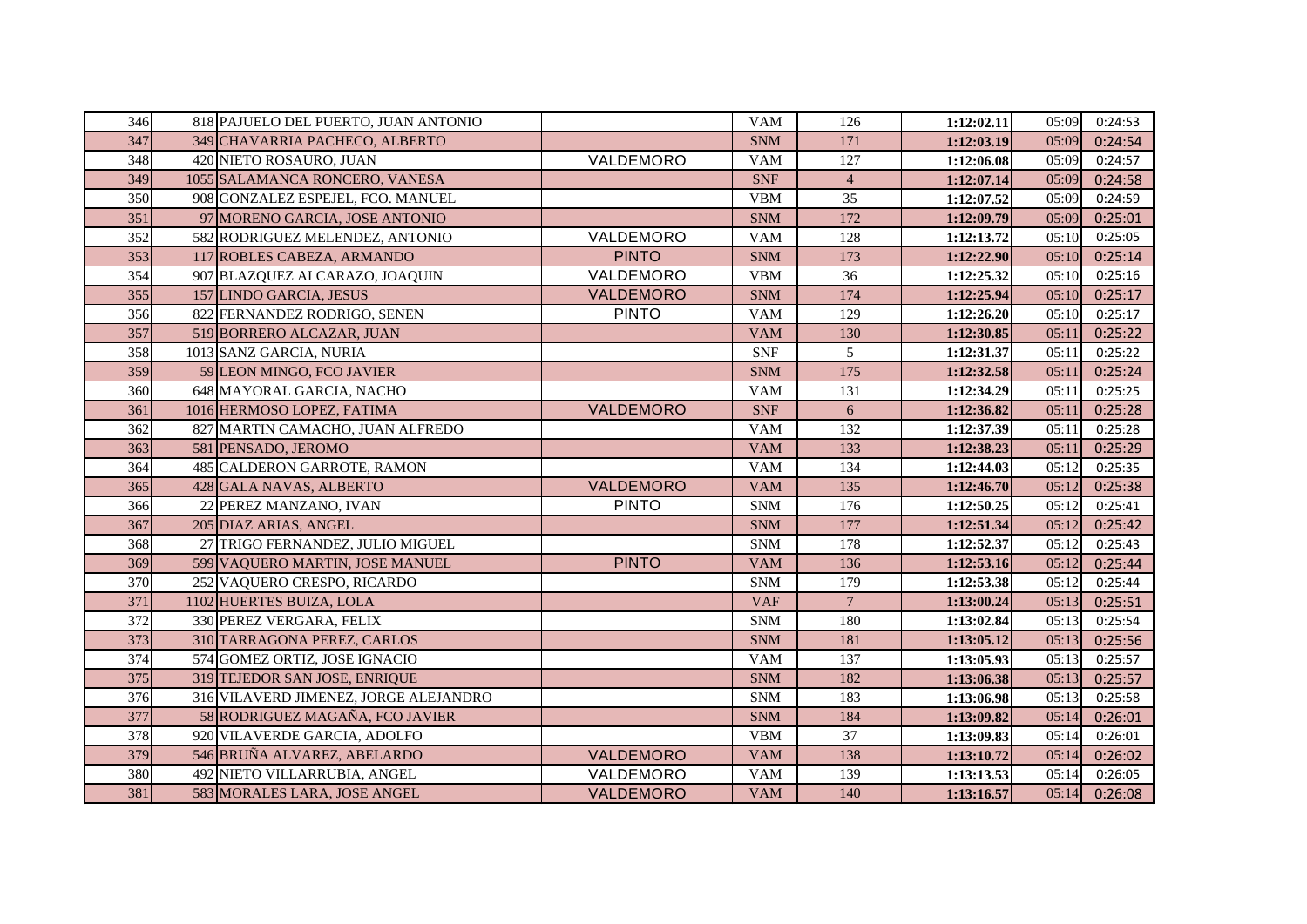| | | | | | | | | |
|---|---|---|---|---|---|---|---|---|
| 346 | 818 | PAJUELO DEL PUERTO, JUAN ANTONIO | | VAM | 126 | **1:12:02.11** | 05:09 | 0:24:53 |
| 347 | 349 | CHAVARRIA PACHECO, ALBERTO | | SNM | 171 | **1:12:03.19** | 05:09 | 0:24:54 |
| 348 | 420 | NIETO ROSAURO, JUAN | VALDEMORO | VAM | 127 | **1:12:06.08** | 05:09 | 0:24:57 |
| 349 | 1055 | SALAMANCA RONCERO, VANESA | | SNF | 4 | **1:12:07.14** | 05:09 | 0:24:58 |
| 350 | 908 | GONZALEZ ESPEJEL, FCO. MANUEL | | VBM | 35 | **1:12:07.52** | 05:09 | 0:24:59 |
| 351 | 97 | MORENO GARCIA, JOSE ANTONIO | | SNM | 172 | **1:12:09.79** | 05:09 | 0:25:01 |
| 352 | 582 | RODRIGUEZ MELENDEZ, ANTONIO | VALDEMORO | VAM | 128 | **1:12:13.72** | 05:10 | 0:25:05 |
| 353 | 117 | ROBLES CABEZA, ARMANDO | PINTO | SNM | 173 | **1:12:22.90** | 05:10 | 0:25:14 |
| 354 | 907 | BLAZQUEZ ALCARAZO, JOAQUIN | VALDEMORO | VBM | 36 | **1:12:25.32** | 05:10 | 0:25:16 |
| 355 | 157 | LINDO GARCIA, JESUS | VALDEMORO | SNM | 174 | **1:12:25.94** | 05:10 | 0:25:17 |
| 356 | 822 | FERNANDEZ RODRIGO, SENEN | PINTO | VAM | 129 | **1:12:26.20** | 05:10 | 0:25:17 |
| 357 | 519 | BORRERO ALCAZAR, JUAN | | VAM | 130 | **1:12:30.85** | 05:11 | 0:25:22 |
| 358 | 1013 | SANZ GARCIA, NURIA | | SNF | 5 | **1:12:31.37** | 05:11 | 0:25:22 |
| 359 | 59 | LEON MINGO, FCO JAVIER | | SNM | 175 | **1:12:32.58** | 05:11 | 0:25:24 |
| 360 | 648 | MAYORAL GARCIA, NACHO | | VAM | 131 | **1:12:34.29** | 05:11 | 0:25:25 |
| 361 | 1016 | HERMOSO LOPEZ, FATIMA | VALDEMORO | SNF | 6 | **1:12:36.82** | 05:11 | 0:25:28 |
| 362 | 827 | MARTIN CAMACHO, JUAN ALFREDO | | VAM | 132 | **1:12:37.39** | 05:11 | 0:25:28 |
| 363 | 581 | PENSADO, JEROMO | | VAM | 133 | **1:12:38.23** | 05:11 | 0:25:29 |
| 364 | 485 | CALDERON GARROTE, RAMON | | VAM | 134 | **1:12:44.03** | 05:12 | 0:25:35 |
| 365 | 428 | GALA NAVAS, ALBERTO | VALDEMORO | VAM | 135 | **1:12:46.70** | 05:12 | 0:25:38 |
| 366 | 22 | PEREZ MANZANO, IVAN | PINTO | SNM | 176 | **1:12:50.25** | 05:12 | 0:25:41 |
| 367 | 205 | DIAZ ARIAS, ANGEL | | SNM | 177 | **1:12:51.34** | 05:12 | 0:25:42 |
| 368 | 27 | TRIGO FERNANDEZ, JULIO MIGUEL | | SNM | 178 | **1:12:52.37** | 05:12 | 0:25:43 |
| 369 | 599 | VAQUERO MARTIN, JOSE MANUEL | PINTO | VAM | 136 | **1:12:53.16** | 05:12 | 0:25:44 |
| 370 | 252 | VAQUERO CRESPO, RICARDO | | SNM | 179 | **1:12:53.38** | 05:12 | 0:25:44 |
| 371 | 1102 | HUERTES BUIZA, LOLA | | VAF | 7 | **1:13:00.24** | 05:13 | 0:25:51 |
| 372 | 330 | PEREZ VERGARA, FELIX | | SNM | 180 | **1:13:02.84** | 05:13 | 0:25:54 |
| 373 | 310 | TARRAGONA PEREZ, CARLOS | | SNM | 181 | **1:13:05.12** | 05:13 | 0:25:56 |
| 374 | 574 | GOMEZ ORTIZ, JOSE IGNACIO | | VAM | 137 | **1:13:05.93** | 05:13 | 0:25:57 |
| 375 | 319 | TEJEDOR SAN JOSE, ENRIQUE | | SNM | 182 | **1:13:06.38** | 05:13 | 0:25:57 |
| 376 | 316 | VILAVERD JIMENEZ, JORGE ALEJANDRO | | SNM | 183 | **1:13:06.98** | 05:13 | 0:25:58 |
| 377 | 58 | RODRIGUEZ MAGAÑA, FCO JAVIER | | SNM | 184 | **1:13:09.82** | 05:14 | 0:26:01 |
| 378 | 920 | VILAVERDE GARCIA, ADOLFO | | VBM | 37 | **1:13:09.83** | 05:14 | 0:26:01 |
| 379 | 546 | BRUÑA ALVAREZ, ABELARDO | VALDEMORO | VAM | 138 | **1:13:10.72** | 05:14 | 0:26:02 |
| 380 | 492 | NIETO VILLARRUBIA, ANGEL | VALDEMORO | VAM | 139 | **1:13:13.53** | 05:14 | 0:26:05 |
| 381 | 583 | MORALES LARA, JOSE ANGEL | VALDEMORO | VAM | 140 | **1:13:16.57** | 05:14 | 0:26:08 |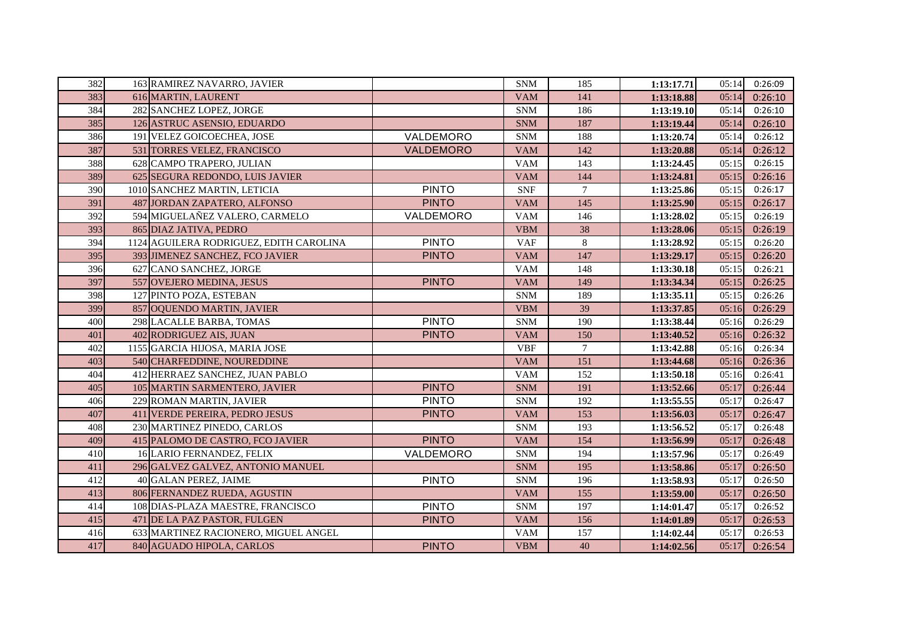| | | | | | | | | |
|---|---|---|---|---|---|---|---|---|
| 382 | 163 | RAMIREZ NAVARRO, JAVIER | | SNM | 185 | 1:13:17.71 | 05:14 | 0:26:09 |
| 383 | 616 | MARTIN, LAURENT | | VAM | 141 | 1:13:18.88 | 05:14 | 0:26:10 |
| 384 | 282 | SANCHEZ LOPEZ, JORGE | | SNM | 186 | 1:13:19.10 | 05:14 | 0:26:10 |
| 385 | 126 | ASTRUC ASENSIO, EDUARDO | | SNM | 187 | 1:13:19.44 | 05:14 | 0:26:10 |
| 386 | 191 | VELEZ GOICOECHEA, JOSE | VALDEMORO | SNM | 188 | 1:13:20.74 | 05:14 | 0:26:12 |
| 387 | 531 | TORRES VELEZ, FRANCISCO | VALDEMORO | VAM | 142 | 1:13:20.88 | 05:14 | 0:26:12 |
| 388 | 628 | CAMPO TRAPERO, JULIAN | | VAM | 143 | 1:13:24.45 | 05:15 | 0:26:15 |
| 389 | 625 | SEGURA REDONDO, LUIS JAVIER | | VAM | 144 | 1:13:24.81 | 05:15 | 0:26:16 |
| 390 | 1010 | SANCHEZ MARTIN, LETICIA | PINTO | SNF | 7 | 1:13:25.86 | 05:15 | 0:26:17 |
| 391 | 487 | JORDAN ZAPATERO, ALFONSO | PINTO | VAM | 145 | 1:13:25.90 | 05:15 | 0:26:17 |
| 392 | 594 | MIGUELAÑEZ VALERO, CARMELO | VALDEMORO | VAM | 146 | 1:13:28.02 | 05:15 | 0:26:19 |
| 393 | 865 | DIAZ JATIVA, PEDRO | | VBM | 38 | 1:13:28.06 | 05:15 | 0:26:19 |
| 394 | 1124 | AGUILERA RODRIGUEZ, EDITH CAROLINA | PINTO | VAF | 8 | 1:13:28.92 | 05:15 | 0:26:20 |
| 395 | 393 | JIMENEZ SANCHEZ, FCO JAVIER | PINTO | VAM | 147 | 1:13:29.17 | 05:15 | 0:26:20 |
| 396 | 627 | CANO SANCHEZ, JORGE | | VAM | 148 | 1:13:30.18 | 05:15 | 0:26:21 |
| 397 | 557 | OVEJERO MEDINA, JESUS | PINTO | VAM | 149 | 1:13:34.34 | 05:15 | 0:26:25 |
| 398 | 127 | PINTO POZA, ESTEBAN | | SNM | 189 | 1:13:35.11 | 05:15 | 0:26:26 |
| 399 | 857 | OQUENDO MARTIN, JAVIER | | VBM | 39 | 1:13:37.85 | 05:16 | 0:26:29 |
| 400 | 298 | LACALLE BARBA, TOMAS | PINTO | SNM | 190 | 1:13:38.44 | 05:16 | 0:26:29 |
| 401 | 402 | RODRIGUEZ AIS, JUAN | PINTO | VAM | 150 | 1:13:40.52 | 05:16 | 0:26:32 |
| 402 | 1155 | GARCIA HIJOSA, MARIA JOSE | | VBF | 7 | 1:13:42.88 | 05:16 | 0:26:34 |
| 403 | 540 | CHARFEDDINE, NOUREDDINE | | VAM | 151 | 1:13:44.68 | 05:16 | 0:26:36 |
| 404 | 412 | HERRAEZ SANCHEZ, JUAN PABLO | | VAM | 152 | 1:13:50.18 | 05:16 | 0:26:41 |
| 405 | 105 | MARTIN SARMENTERO, JAVIER | PINTO | SNM | 191 | 1:13:52.66 | 05:17 | 0:26:44 |
| 406 | 229 | ROMAN MARTIN, JAVIER | PINTO | SNM | 192 | 1:13:55.55 | 05:17 | 0:26:47 |
| 407 | 411 | VERDE PEREIRA, PEDRO JESUS | PINTO | VAM | 153 | 1:13:56.03 | 05:17 | 0:26:47 |
| 408 | 230 | MARTINEZ PINEDO, CARLOS | | SNM | 193 | 1:13:56.52 | 05:17 | 0:26:48 |
| 409 | 415 | PALOMO DE CASTRO, FCO JAVIER | PINTO | VAM | 154 | 1:13:56.99 | 05:17 | 0:26:48 |
| 410 | 16 | LARIO FERNANDEZ, FELIX | VALDEMORO | SNM | 194 | 1:13:57.96 | 05:17 | 0:26:49 |
| 411 | 296 | GALVEZ GALVEZ, ANTONIO MANUEL | | SNM | 195 | 1:13:58.86 | 05:17 | 0:26:50 |
| 412 | 40 | GALAN PEREZ, JAIME | PINTO | SNM | 196 | 1:13:58.93 | 05:17 | 0:26:50 |
| 413 | 806 | FERNANDEZ RUEDA, AGUSTIN | | VAM | 155 | 1:13:59.00 | 05:17 | 0:26:50 |
| 414 | 108 | DIAS-PLAZA MAESTRE, FRANCISCO | PINTO | SNM | 197 | 1:14:01.47 | 05:17 | 0:26:52 |
| 415 | 471 | DE LA PAZ PASTOR, FULGEN | PINTO | VAM | 156 | 1:14:01.89 | 05:17 | 0:26:53 |
| 416 | 633 | MARTINEZ RACIONERO, MIGUEL ANGEL | | VAM | 157 | 1:14:02.44 | 05:17 | 0:26:53 |
| 417 | 840 | AGUADO HIPOLA, CARLOS | PINTO | VBM | 40 | 1:14:02.56 | 05:17 | 0:26:54 |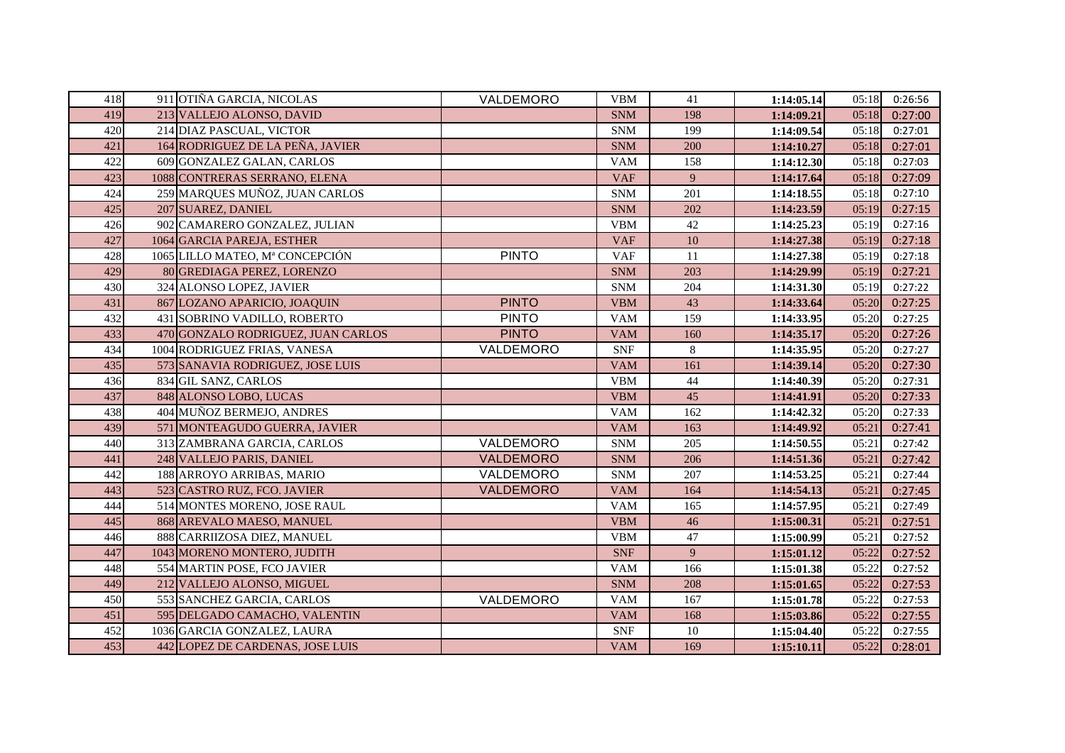| | | | | | | | | |
|---|---|---|---|---|---|---|---|---|
| 418 | 911 | OTIÑA GARCIA, NICOLAS | VALDEMORO | VBM | 41 | 1:14:05.14 | 05:18 | 0:26:56 |
| 419 | 213 | VALLEJO ALONSO, DAVID | | SNM | 198 | 1:14:09.21 | 05:18 | 0:27:00 |
| 420 | 214 | DIAZ PASCUAL, VICTOR | | SNM | 199 | 1:14:09.54 | 05:18 | 0:27:01 |
| 421 | 164 | RODRIGUEZ DE LA PEÑA, JAVIER | | SNM | 200 | 1:14:10.27 | 05:18 | 0:27:01 |
| 422 | 609 | GONZALEZ GALAN, CARLOS | | VAM | 158 | 1:14:12.30 | 05:18 | 0:27:03 |
| 423 | 1088 | CONTRERAS SERRANO, ELENA | | VAF | 9 | 1:14:17.64 | 05:18 | 0:27:09 |
| 424 | 259 | MARQUES MUÑOZ, JUAN CARLOS | | SNM | 201 | 1:14:18.55 | 05:18 | 0:27:10 |
| 425 | 207 | SUAREZ, DANIEL | | SNM | 202 | 1:14:23.59 | 05:19 | 0:27:15 |
| 426 | 902 | CAMARERO GONZALEZ, JULIAN | | VBM | 42 | 1:14:25.23 | 05:19 | 0:27:16 |
| 427 | 1064 | GARCIA PAREJA, ESTHER | | VAF | 10 | 1:14:27.38 | 05:19 | 0:27:18 |
| 428 | 1065 | LILLO MATEO, Mª CONCEPCIÓN | PINTO | VAF | 11 | 1:14:27.38 | 05:19 | 0:27:18 |
| 429 | 80 | GREDIAGA PEREZ, LORENZO | | SNM | 203 | 1:14:29.99 | 05:19 | 0:27:21 |
| 430 | 324 | ALONSO LOPEZ, JAVIER | | SNM | 204 | 1:14:31.30 | 05:19 | 0:27:22 |
| 431 | 867 | LOZANO APARICIO, JOAQUIN | PINTO | VBM | 43 | 1:14:33.64 | 05:20 | 0:27:25 |
| 432 | 431 | SOBRINO VADILLO, ROBERTO | PINTO | VAM | 159 | 1:14:33.95 | 05:20 | 0:27:25 |
| 433 | 470 | GONZALO RODRIGUEZ, JUAN CARLOS | PINTO | VAM | 160 | 1:14:35.17 | 05:20 | 0:27:26 |
| 434 | 1004 | RODRIGUEZ FRIAS, VANESA | VALDEMORO | SNF | 8 | 1:14:35.95 | 05:20 | 0:27:27 |
| 435 | 573 | SANAVIA RODRIGUEZ, JOSE LUIS | | VAM | 161 | 1:14:39.14 | 05:20 | 0:27:30 |
| 436 | 834 | GIL SANZ, CARLOS | | VBM | 44 | 1:14:40.39 | 05:20 | 0:27:31 |
| 437 | 848 | ALONSO LOBO, LUCAS | | VBM | 45 | 1:14:41.91 | 05:20 | 0:27:33 |
| 438 | 404 | MUÑOZ BERMEJO, ANDRES | | VAM | 162 | 1:14:42.32 | 05:20 | 0:27:33 |
| 439 | 571 | MONTEAGUDO GUERRA, JAVIER | | VAM | 163 | 1:14:49.92 | 05:21 | 0:27:41 |
| 440 | 313 | ZAMBRANA GARCIA, CARLOS | VALDEMORO | SNM | 205 | 1:14:50.55 | 05:21 | 0:27:42 |
| 441 | 248 | VALLEJO PARIS, DANIEL | VALDEMORO | SNM | 206 | 1:14:51.36 | 05:21 | 0:27:42 |
| 442 | 188 | ARROYO ARRIBAS, MARIO | VALDEMORO | SNM | 207 | 1:14:53.25 | 05:21 | 0:27:44 |
| 443 | 523 | CASTRO RUZ, FCO. JAVIER | VALDEMORO | VAM | 164 | 1:14:54.13 | 05:21 | 0:27:45 |
| 444 | 514 | MONTES MORENO, JOSE RAUL | | VAM | 165 | 1:14:57.95 | 05:21 | 0:27:49 |
| 445 | 868 | AREVALO MAESO, MANUEL | | VBM | 46 | 1:15:00.31 | 05:21 | 0:27:51 |
| 446 | 888 | CARRIIZOSA DIEZ, MANUEL | | VBM | 47 | 1:15:00.99 | 05:21 | 0:27:52 |
| 447 | 1043 | MORENO MONTERO, JUDITH | | SNF | 9 | 1:15:01.12 | 05:22 | 0:27:52 |
| 448 | 554 | MARTIN POSE, FCO JAVIER | | VAM | 166 | 1:15:01.38 | 05:22 | 0:27:52 |
| 449 | 212 | VALLEJO ALONSO, MIGUEL | | SNM | 208 | 1:15:01.65 | 05:22 | 0:27:53 |
| 450 | 553 | SANCHEZ GARCIA, CARLOS | VALDEMORO | VAM | 167 | 1:15:01.78 | 05:22 | 0:27:53 |
| 451 | 595 | DELGADO CAMACHO, VALENTIN | | VAM | 168 | 1:15:03.86 | 05:22 | 0:27:55 |
| 452 | 1036 | GARCIA GONZALEZ, LAURA | | SNF | 10 | 1:15:04.40 | 05:22 | 0:27:55 |
| 453 | 442 | LOPEZ DE CARDENAS, JOSE LUIS | | VAM | 169 | 1:15:10.11 | 05:22 | 0:28:01 |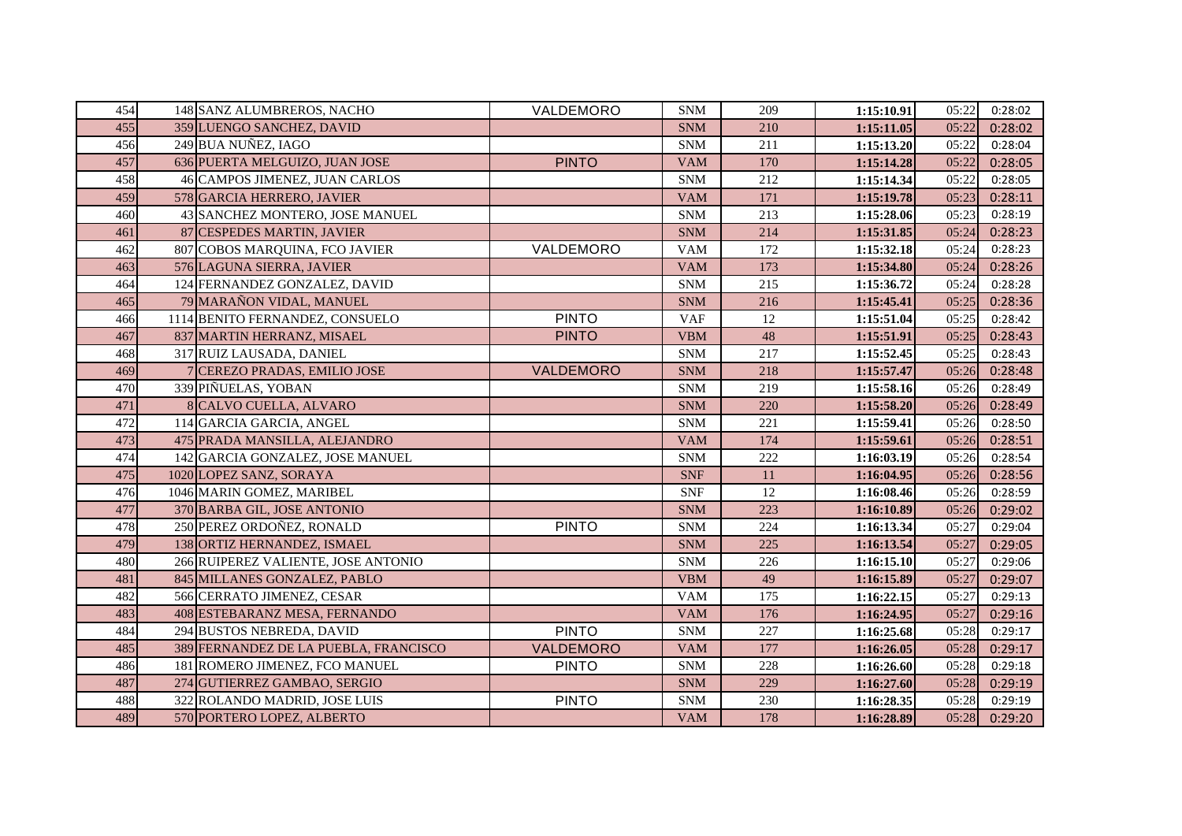| | | | | | | | | |
|---|---|---|---|---|---|---|---|---|
| 454 | 148 | SANZ ALUMBREROS, NACHO | VALDEMORO | SNM | 209 | **1:15:10.91** | 05:22 | 0:28:02 |
| 455 | 359 | LUENGO SANCHEZ, DAVID | | SNM | 210 | **1:15:11.05** | 05:22 | 0:28:02 |
| 456 | 249 | BUA NUÑEZ, IAGO | | SNM | 211 | **1:15:13.20** | 05:22 | 0:28:04 |
| 457 | 636 | PUERTA MELGUIZO, JUAN JOSE | PINTO | VAM | 170 | **1:15:14.28** | 05:22 | 0:28:05 |
| 458 | 46 | CAMPOS JIMENEZ, JUAN CARLOS | | SNM | 212 | **1:15:14.34** | 05:22 | 0:28:05 |
| 459 | 578 | GARCIA HERRERO, JAVIER | | VAM | 171 | **1:15:19.78** | 05:23 | 0:28:11 |
| 460 | 43 | SANCHEZ MONTERO, JOSE MANUEL | | SNM | 213 | **1:15:28.06** | 05:23 | 0:28:19 |
| 461 | 87 | CESPEDES MARTIN, JAVIER | | SNM | 214 | **1:15:31.85** | 05:24 | 0:28:23 |
| 462 | 807 | COBOS MARQUINA, FCO JAVIER | VALDEMORO | VAM | 172 | **1:15:32.18** | 05:24 | 0:28:23 |
| 463 | 576 | LAGUNA SIERRA, JAVIER | | VAM | 173 | **1:15:34.80** | 05:24 | 0:28:26 |
| 464 | 124 | FERNANDEZ GONZALEZ, DAVID | | SNM | 215 | **1:15:36.72** | 05:24 | 0:28:28 |
| 465 | 79 | MARAÑON VIDAL, MANUEL | | SNM | 216 | **1:15:45.41** | 05:25 | 0:28:36 |
| 466 | 1114 | BENITO FERNANDEZ, CONSUELO | PINTO | VAF | 12 | **1:15:51.04** | 05:25 | 0:28:42 |
| 467 | 837 | MARTIN HERRANZ, MISAEL | PINTO | VBM | 48 | **1:15:51.91** | 05:25 | 0:28:43 |
| 468 | 317 | RUIZ LAUSADA, DANIEL | | SNM | 217 | **1:15:52.45** | 05:25 | 0:28:43 |
| 469 | 7 | CEREZO PRADAS, EMILIO JOSE | VALDEMORO | SNM | 218 | **1:15:57.47** | 05:26 | 0:28:48 |
| 470 | 339 | PIÑUELAS, YOBAN | | SNM | 219 | **1:15:58.16** | 05:26 | 0:28:49 |
| 471 | 8 | CALVO CUELLA, ALVARO | | SNM | 220 | **1:15:58.20** | 05:26 | 0:28:49 |
| 472 | 114 | GARCIA GARCIA, ANGEL | | SNM | 221 | **1:15:59.41** | 05:26 | 0:28:50 |
| 473 | 475 | PRADA MANSILLA, ALEJANDRO | | VAM | 174 | **1:15:59.61** | 05:26 | 0:28:51 |
| 474 | 142 | GARCIA GONZALEZ, JOSE MANUEL | | SNM | 222 | **1:16:03.19** | 05:26 | 0:28:54 |
| 475 | 1020 | LOPEZ SANZ, SORAYA | | SNF | 11 | **1:16:04.95** | 05:26 | 0:28:56 |
| 476 | 1046 | MARIN GOMEZ, MARIBEL | | SNF | 12 | **1:16:08.46** | 05:26 | 0:28:59 |
| 477 | 370 | BARBA GIL, JOSE ANTONIO | | SNM | 223 | **1:16:10.89** | 05:26 | 0:29:02 |
| 478 | 250 | PEREZ ORDOÑEZ, RONALD | PINTO | SNM | 224 | **1:16:13.34** | 05:27 | 0:29:04 |
| 479 | 138 | ORTIZ HERNANDEZ, ISMAEL | | SNM | 225 | **1:16:13.54** | 05:27 | 0:29:05 |
| 480 | 266 | RUIPEREZ VALIENTE, JOSE ANTONIO | | SNM | 226 | **1:16:15.10** | 05:27 | 0:29:06 |
| 481 | 845 | MILLANES GONZALEZ, PABLO | | VBM | 49 | **1:16:15.89** | 05:27 | 0:29:07 |
| 482 | 566 | CERRATO JIMENEZ, CESAR | | VAM | 175 | **1:16:22.15** | 05:27 | 0:29:13 |
| 483 | 408 | ESTEBARANZ MESA, FERNANDO | | VAM | 176 | **1:16:24.95** | 05:27 | 0:29:16 |
| 484 | 294 | BUSTOS NEBREDA, DAVID | PINTO | SNM | 227 | **1:16:25.68** | 05:28 | 0:29:17 |
| 485 | 389 | FERNANDEZ DE LA PUEBLA, FRANCISCO | VALDEMORO | VAM | 177 | **1:16:26.05** | 05:28 | 0:29:17 |
| 486 | 181 | ROMERO JIMENEZ, FCO MANUEL | PINTO | SNM | 228 | **1:16:26.60** | 05:28 | 0:29:18 |
| 487 | 274 | GUTIERREZ GAMBAO, SERGIO | | SNM | 229 | **1:16:27.60** | 05:28 | 0:29:19 |
| 488 | 322 | ROLANDO MADRID, JOSE LUIS | PINTO | SNM | 230 | **1:16:28.35** | 05:28 | 0:29:19 |
| 489 | 570 | PORTERO LOPEZ, ALBERTO | | VAM | 178 | **1:16:28.89** | 05:28 | 0:29:20 |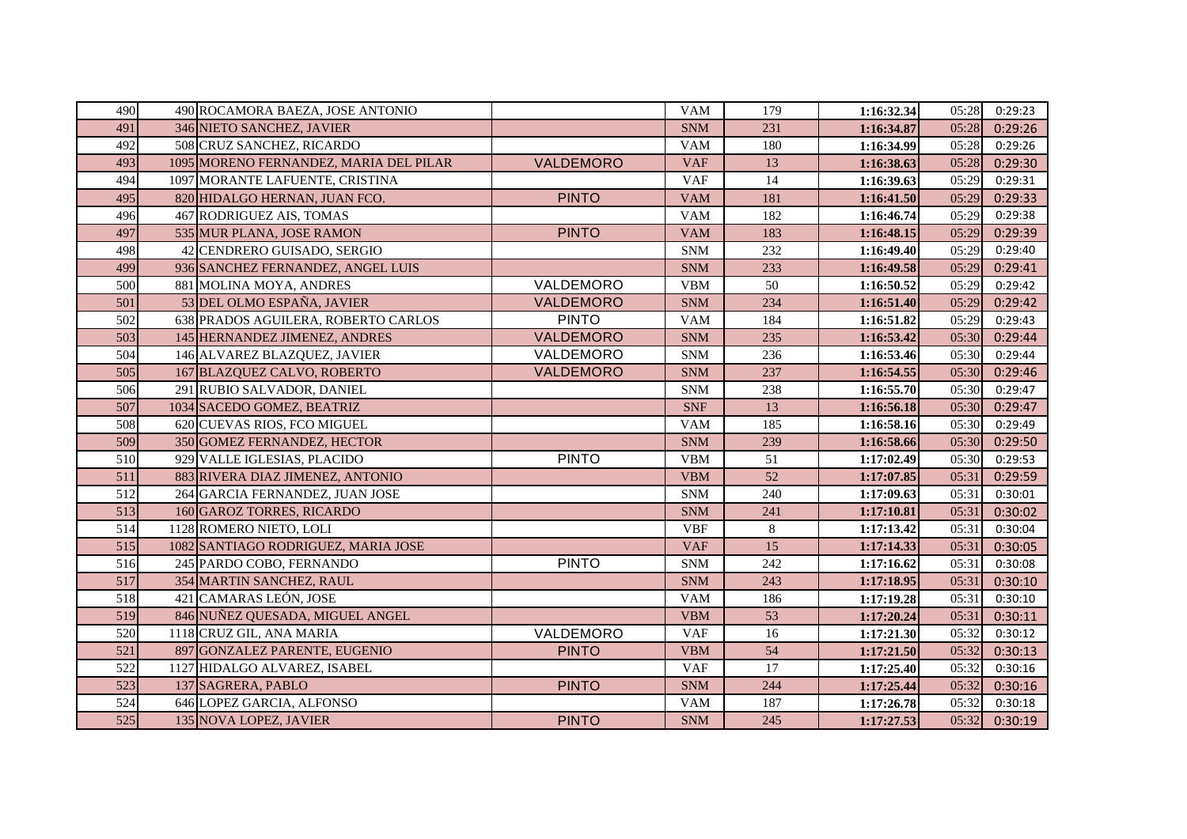| | | | | | | | | |
|---|---|---|---|---|---|---|---|---|
| 490 | 490 | ROCAMORA BAEZA, JOSE ANTONIO | | VAM | 179 | **1:16:32.34** | 05:28 | 0:29:23 |
| 491 | 346 | NIETO SANCHEZ, JAVIER | | SNM | 231 | **1:16:34.87** | 05:28 | 0:29:26 |
| 492 | 508 | CRUZ SANCHEZ, RICARDO | | VAM | 180 | **1:16:34.99** | 05:28 | 0:29:26 |
| 493 | 1095 | MORENO FERNANDEZ, MARIA DEL PILAR | VALDEMORO | VAF | 13 | **1:16:38.63** | 05:28 | 0:29:30 |
| 494 | 1097 | MORANTE LAFUENTE, CRISTINA | | VAF | 14 | **1:16:39.63** | 05:29 | 0:29:31 |
| 495 | 820 | HIDALGO HERNAN, JUAN FCO. | PINTO | VAM | 181 | **1:16:41.50** | 05:29 | 0:29:33 |
| 496 | 467 | RODRIGUEZ AIS, TOMAS | | VAM | 182 | **1:16:46.74** | 05:29 | 0:29:38 |
| 497 | 535 | MUR PLANA, JOSE RAMON | PINTO | VAM | 183 | **1:16:48.15** | 05:29 | 0:29:39 |
| 498 | 42 | CENDRERO GUISADO, SERGIO | | SNM | 232 | **1:16:49.40** | 05:29 | 0:29:40 |
| 499 | 936 | SANCHEZ FERNANDEZ, ANGEL LUIS | | SNM | 233 | **1:16:49.58** | 05:29 | 0:29:41 |
| 500 | 881 | MOLINA MOYA, ANDRES | VALDEMORO | VBM | 50 | **1:16:50.52** | 05:29 | 0:29:42 |
| 501 | 53 | DEL OLMO ESPAÑA, JAVIER | VALDEMORO | SNM | 234 | **1:16:51.40** | 05:29 | 0:29:42 |
| 502 | 638 | PRADOS AGUILERA, ROBERTO CARLOS | PINTO | VAM | 184 | **1:16:51.82** | 05:29 | 0:29:43 |
| 503 | 145 | HERNANDEZ JIMENEZ, ANDRES | VALDEMORO | SNM | 235 | **1:16:53.42** | 05:30 | 0:29:44 |
| 504 | 146 | ALVAREZ BLAZQUEZ, JAVIER | VALDEMORO | SNM | 236 | **1:16:53.46** | 05:30 | 0:29:44 |
| 505 | 167 | BLAZQUEZ CALVO, ROBERTO | VALDEMORO | SNM | 237 | **1:16:54.55** | 05:30 | 0:29:46 |
| 506 | 291 | RUBIO SALVADOR, DANIEL | | SNM | 238 | **1:16:55.70** | 05:30 | 0:29:47 |
| 507 | 1034 | SACEDO GOMEZ, BEATRIZ | | SNF | 13 | **1:16:56.18** | 05:30 | 0:29:47 |
| 508 | 620 | CUEVAS RIOS, FCO MIGUEL | | VAM | 185 | **1:16:58.16** | 05:30 | 0:29:49 |
| 509 | 350 | GOMEZ FERNANDEZ, HECTOR | | SNM | 239 | **1:16:58.66** | 05:30 | 0:29:50 |
| 510 | 929 | VALLE IGLESIAS, PLACIDO | PINTO | VBM | 51 | **1:17:02.49** | 05:30 | 0:29:53 |
| 511 | 883 | RIVERA DIAZ JIMENEZ, ANTONIO | | VBM | 52 | **1:17:07.85** | 05:31 | 0:29:59 |
| 512 | 264 | GARCIA FERNANDEZ, JUAN JOSE | | SNM | 240 | **1:17:09.63** | 05:31 | 0:30:01 |
| 513 | 160 | GAROZ TORRES, RICARDO | | SNM | 241 | **1:17:10.81** | 05:31 | 0:30:02 |
| 514 | 1128 | ROMERO NIETO, LOLI | | VBF | 8 | **1:17:13.42** | 05:31 | 0:30:04 |
| 515 | 1082 | SANTIAGO RODRIGUEZ, MARIA JOSE | | VAF | 15 | **1:17:14.33** | 05:31 | 0:30:05 |
| 516 | 245 | PARDO COBO, FERNANDO | PINTO | SNM | 242 | **1:17:16.62** | 05:31 | 0:30:08 |
| 517 | 354 | MARTIN SANCHEZ, RAUL | | SNM | 243 | **1:17:18.95** | 05:31 | 0:30:10 |
| 518 | 421 | CAMARAS LEÓN, JOSE | | VAM | 186 | **1:17:19.28** | 05:31 | 0:30:10 |
| 519 | 846 | NUÑEZ QUESADA, MIGUEL ANGEL | | VBM | 53 | **1:17:20.24** | 05:31 | 0:30:11 |
| 520 | 1118 | CRUZ GIL, ANA MARIA | VALDEMORO | VAF | 16 | **1:17:21.30** | 05:32 | 0:30:12 |
| 521 | 897 | GONZALEZ PARENTE, EUGENIO | PINTO | VBM | 54 | **1:17:21.50** | 05:32 | 0:30:13 |
| 522 | 1127 | HIDALGO ALVAREZ, ISABEL | | VAF | 17 | **1:17:25.40** | 05:32 | 0:30:16 |
| 523 | 137 | SAGRERA, PABLO | PINTO | SNM | 244 | **1:17:25.44** | 05:32 | 0:30:16 |
| 524 | 646 | LOPEZ GARCIA, ALFONSO | | VAM | 187 | **1:17:26.78** | 05:32 | 0:30:18 |
| 525 | 135 | NOVA LOPEZ, JAVIER | PINTO | SNM | 245 | **1:17:27.53** | 05:32 | 0:30:19 |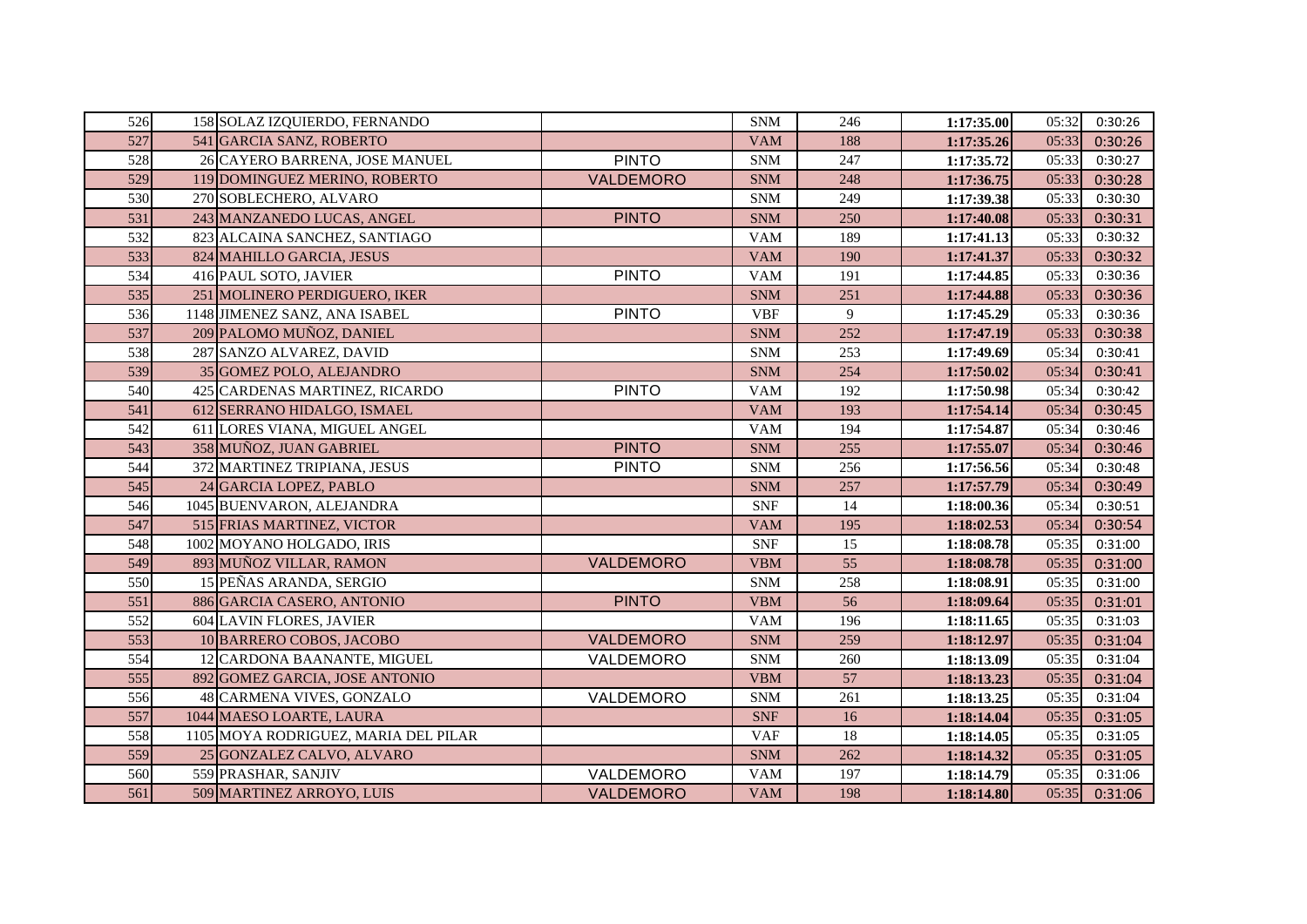| | | | | | | | | |
|---|---|---|---|---|---|---|---|---|
| 526 | 158 | SOLAZ IZQUIERDO, FERNANDO | | SNM | 246 | **1:17:35.00** | 05:32 | 0:30:26 |
| 527 | 541 | GARCIA SANZ, ROBERTO | | VAM | 188 | **1:17:35.26** | 05:33 | 0:30:26 |
| 528 | 26 | CAYERO BARRENA, JOSE MANUEL | PINTO | SNM | 247 | **1:17:35.72** | 05:33 | 0:30:27 |
| 529 | 119 | DOMINGUEZ MERINO, ROBERTO | VALDEMORO | SNM | 248 | **1:17:36.75** | 05:33 | 0:30:28 |
| 530 | 270 | SOBLECHERO, ALVARO | | SNM | 249 | **1:17:39.38** | 05:33 | 0:30:30 |
| 531 | 243 | MANZANEDO LUCAS, ANGEL | PINTO | SNM | 250 | **1:17:40.08** | 05:33 | 0:30:31 |
| 532 | 823 | ALCAINA SANCHEZ, SANTIAGO | | VAM | 189 | **1:17:41.13** | 05:33 | 0:30:32 |
| 533 | 824 | MAHILLO GARCIA, JESUS | | VAM | 190 | **1:17:41.37** | 05:33 | 0:30:32 |
| 534 | 416 | PAUL SOTO, JAVIER | PINTO | VAM | 191 | **1:17:44.85** | 05:33 | 0:30:36 |
| 535 | 251 | MOLINERO PERDIGUERO, IKER | | SNM | 251 | **1:17:44.88** | 05:33 | 0:30:36 |
| 536 | 1148 | JIMENEZ SANZ, ANA ISABEL | PINTO | VBF | 9 | **1:17:45.29** | 05:33 | 0:30:36 |
| 537 | 209 | PALOMO MUÑOZ, DANIEL | | SNM | 252 | **1:17:47.19** | 05:33 | 0:30:38 |
| 538 | 287 | SANZO ALVAREZ, DAVID | | SNM | 253 | **1:17:49.69** | 05:34 | 0:30:41 |
| 539 | 35 | GOMEZ POLO, ALEJANDRO | | SNM | 254 | **1:17:50.02** | 05:34 | 0:30:41 |
| 540 | 425 | CARDENAS MARTINEZ, RICARDO | PINTO | VAM | 192 | **1:17:50.98** | 05:34 | 0:30:42 |
| 541 | 612 | SERRANO HIDALGO, ISMAEL | | VAM | 193 | **1:17:54.14** | 05:34 | 0:30:45 |
| 542 | 611 | LORES VIANA, MIGUEL ANGEL | | VAM | 194 | **1:17:54.87** | 05:34 | 0:30:46 |
| 543 | 358 | MUÑOZ, JUAN GABRIEL | PINTO | SNM | 255 | **1:17:55.07** | 05:34 | 0:30:46 |
| 544 | 372 | MARTINEZ TRIPIANA, JESUS | PINTO | SNM | 256 | **1:17:56.56** | 05:34 | 0:30:48 |
| 545 | 24 | GARCIA LOPEZ, PABLO | | SNM | 257 | **1:17:57.79** | 05:34 | 0:30:49 |
| 546 | 1045 | BUENVARON, ALEJANDRA | | SNF | 14 | **1:18:00.36** | 05:34 | 0:30:51 |
| 547 | 515 | FRIAS MARTINEZ, VICTOR | | VAM | 195 | **1:18:02.53** | 05:34 | 0:30:54 |
| 548 | 1002 | MOYANO HOLGADO, IRIS | | SNF | 15 | **1:18:08.78** | 05:35 | 0:31:00 |
| 549 | 893 | MUÑOZ VILLAR, RAMON | VALDEMORO | VBM | 55 | **1:18:08.78** | 05:35 | 0:31:00 |
| 550 | 15 | PEÑAS ARANDA, SERGIO | | SNM | 258 | **1:18:08.91** | 05:35 | 0:31:00 |
| 551 | 886 | GARCIA CASERO, ANTONIO | PINTO | VBM | 56 | **1:18:09.64** | 05:35 | 0:31:01 |
| 552 | 604 | LAVIN FLORES, JAVIER | | VAM | 196 | **1:18:11.65** | 05:35 | 0:31:03 |
| 553 | 10 | BARRERO COBOS, JACOBO | VALDEMORO | SNM | 259 | **1:18:12.97** | 05:35 | 0:31:04 |
| 554 | 12 | CARDONA BAANANTE, MIGUEL | VALDEMORO | SNM | 260 | **1:18:13.09** | 05:35 | 0:31:04 |
| 555 | 892 | GOMEZ GARCIA, JOSE ANTONIO | | VBM | 57 | **1:18:13.23** | 05:35 | 0:31:04 |
| 556 | 48 | CARMENA VIVES, GONZALO | VALDEMORO | SNM | 261 | **1:18:13.25** | 05:35 | 0:31:04 |
| 557 | 1044 | MAESO LOARTE, LAURA | | SNF | 16 | **1:18:14.04** | 05:35 | 0:31:05 |
| 558 | 1105 | MOYA RODRIGUEZ, MARIA DEL PILAR | | VAF | 18 | **1:18:14.05** | 05:35 | 0:31:05 |
| 559 | 25 | GONZALEZ CALVO, ALVARO | | SNM | 262 | **1:18:14.32** | 05:35 | 0:31:05 |
| 560 | 559 | PRASHAR, SANJIV | VALDEMORO | VAM | 197 | **1:18:14.79** | 05:35 | 0:31:06 |
| 561 | 509 | MARTINEZ ARROYO, LUIS | VALDEMORO | VAM | 198 | **1:18:14.80** | 05:35 | 0:31:06 |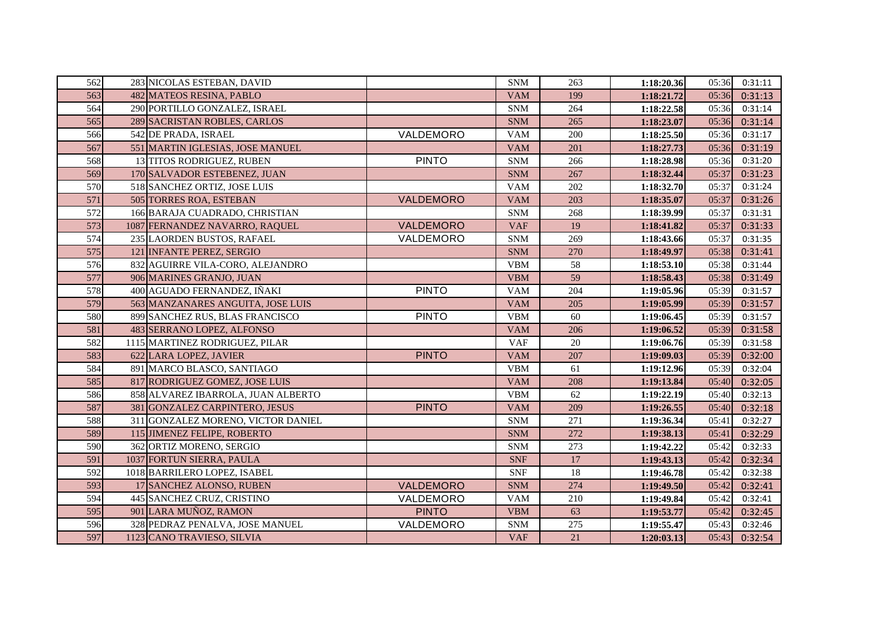|  |  |  |  |  |  |  |  |  |
|---|---|---|---|---|---|---|---|---|
| 562 | 283 | NICOLAS ESTEBAN, DAVID |  | SNM | 263 | 1:18:20.36 | 05:36 | 0:31:11 |
| 563 | 482 | MATEOS RESINA, PABLO |  | VAM | 199 | 1:18:21.72 | 05:36 | 0:31:13 |
| 564 | 290 | PORTILLO GONZALEZ, ISRAEL |  | SNM | 264 | 1:18:22.58 | 05:36 | 0:31:14 |
| 565 | 289 | SACRISTAN ROBLES, CARLOS |  | SNM | 265 | 1:18:23.07 | 05:36 | 0:31:14 |
| 566 | 542 | DE PRADA, ISRAEL | VALDEMORO | VAM | 200 | 1:18:25.50 | 05:36 | 0:31:17 |
| 567 | 551 | MARTIN IGLESIAS, JOSE MANUEL |  | VAM | 201 | 1:18:27.73 | 05:36 | 0:31:19 |
| 568 | 13 | TITOS RODRIGUEZ, RUBEN | PINTO | SNM | 266 | 1:18:28.98 | 05:36 | 0:31:20 |
| 569 | 170 | SALVADOR ESTEBENEZ, JUAN |  | SNM | 267 | 1:18:32.44 | 05:37 | 0:31:23 |
| 570 | 518 | SANCHEZ ORTIZ, JOSE LUIS |  | VAM | 202 | 1:18:32.70 | 05:37 | 0:31:24 |
| 571 | 505 | TORRES ROA, ESTEBAN | VALDEMORO | VAM | 203 | 1:18:35.07 | 05:37 | 0:31:26 |
| 572 | 166 | BARAJA CUADRADO, CHRISTIAN |  | SNM | 268 | 1:18:39.99 | 05:37 | 0:31:31 |
| 573 | 1087 | FERNANDEZ NAVARRO, RAQUEL | VALDEMORO | VAF | 19 | 1:18:41.82 | 05:37 | 0:31:33 |
| 574 | 235 | LAORDEN BUSTOS, RAFAEL | VALDEMORO | SNM | 269 | 1:18:43.66 | 05:37 | 0:31:35 |
| 575 | 121 | INFANTE PEREZ, SERGIO |  | SNM | 270 | 1:18:49.97 | 05:38 | 0:31:41 |
| 576 | 832 | AGUIRRE VILA-CORO, ALEJANDRO |  | VBM | 58 | 1:18:53.10 | 05:38 | 0:31:44 |
| 577 | 906 | MARINES GRANJO, JUAN |  | VBM | 59 | 1:18:58.43 | 05:38 | 0:31:49 |
| 578 | 400 | AGUADO FERNANDEZ, IÑAKI | PINTO | VAM | 204 | 1:19:05.96 | 05:39 | 0:31:57 |
| 579 | 563 | MANZANARES ANGUITA, JOSE LUIS |  | VAM | 205 | 1:19:05.99 | 05:39 | 0:31:57 |
| 580 | 899 | SANCHEZ RUS, BLAS FRANCISCO | PINTO | VBM | 60 | 1:19:06.45 | 05:39 | 0:31:57 |
| 581 | 483 | SERRANO LOPEZ, ALFONSO |  | VAM | 206 | 1:19:06.52 | 05:39 | 0:31:58 |
| 582 | 1115 | MARTINEZ RODRIGUEZ, PILAR |  | VAF | 20 | 1:19:06.76 | 05:39 | 0:31:58 |
| 583 | 622 | LARA LOPEZ, JAVIER | PINTO | VAM | 207 | 1:19:09.03 | 05:39 | 0:32:00 |
| 584 | 891 | MARCO BLASCO, SANTIAGO |  | VBM | 61 | 1:19:12.96 | 05:39 | 0:32:04 |
| 585 | 817 | RODRIGUEZ GOMEZ, JOSE LUIS |  | VAM | 208 | 1:19:13.84 | 05:40 | 0:32:05 |
| 586 | 858 | ALVAREZ IBARROLA, JUAN ALBERTO |  | VBM | 62 | 1:19:22.19 | 05:40 | 0:32:13 |
| 587 | 381 | GONZALEZ CARPINTERO, JESUS | PINTO | VAM | 209 | 1:19:26.55 | 05:40 | 0:32:18 |
| 588 | 311 | GONZALEZ MORENO, VICTOR DANIEL |  | SNM | 271 | 1:19:36.34 | 05:41 | 0:32:27 |
| 589 | 115 | JIMENEZ FELIPE, ROBERTO |  | SNM | 272 | 1:19:38.13 | 05:41 | 0:32:29 |
| 590 | 362 | ORTIZ MORENO, SERGIO |  | SNM | 273 | 1:19:42.22 | 05:42 | 0:32:33 |
| 591 | 1037 | FORTUN SIERRA, PAULA |  | SNF | 17 | 1:19:43.13 | 05:42 | 0:32:34 |
| 592 | 1018 | BARRILERO LOPEZ, ISABEL |  | SNF | 18 | 1:19:46.78 | 05:42 | 0:32:38 |
| 593 | 17 | SANCHEZ ALONSO, RUBEN | VALDEMORO | SNM | 274 | 1:19:49.50 | 05:42 | 0:32:41 |
| 594 | 445 | SANCHEZ CRUZ, CRISTINO | VALDEMORO | VAM | 210 | 1:19:49.84 | 05:42 | 0:32:41 |
| 595 | 901 | LARA MUÑOZ, RAMON | PINTO | VBM | 63 | 1:19:53.77 | 05:42 | 0:32:45 |
| 596 | 328 | PEDRAZ PENALVA, JOSE MANUEL | VALDEMORO | SNM | 275 | 1:19:55.47 | 05:43 | 0:32:46 |
| 597 | 1123 | CANO TRAVIESO, SILVIA |  | VAF | 21 | 1:20:03.13 | 05:43 | 0:32:54 |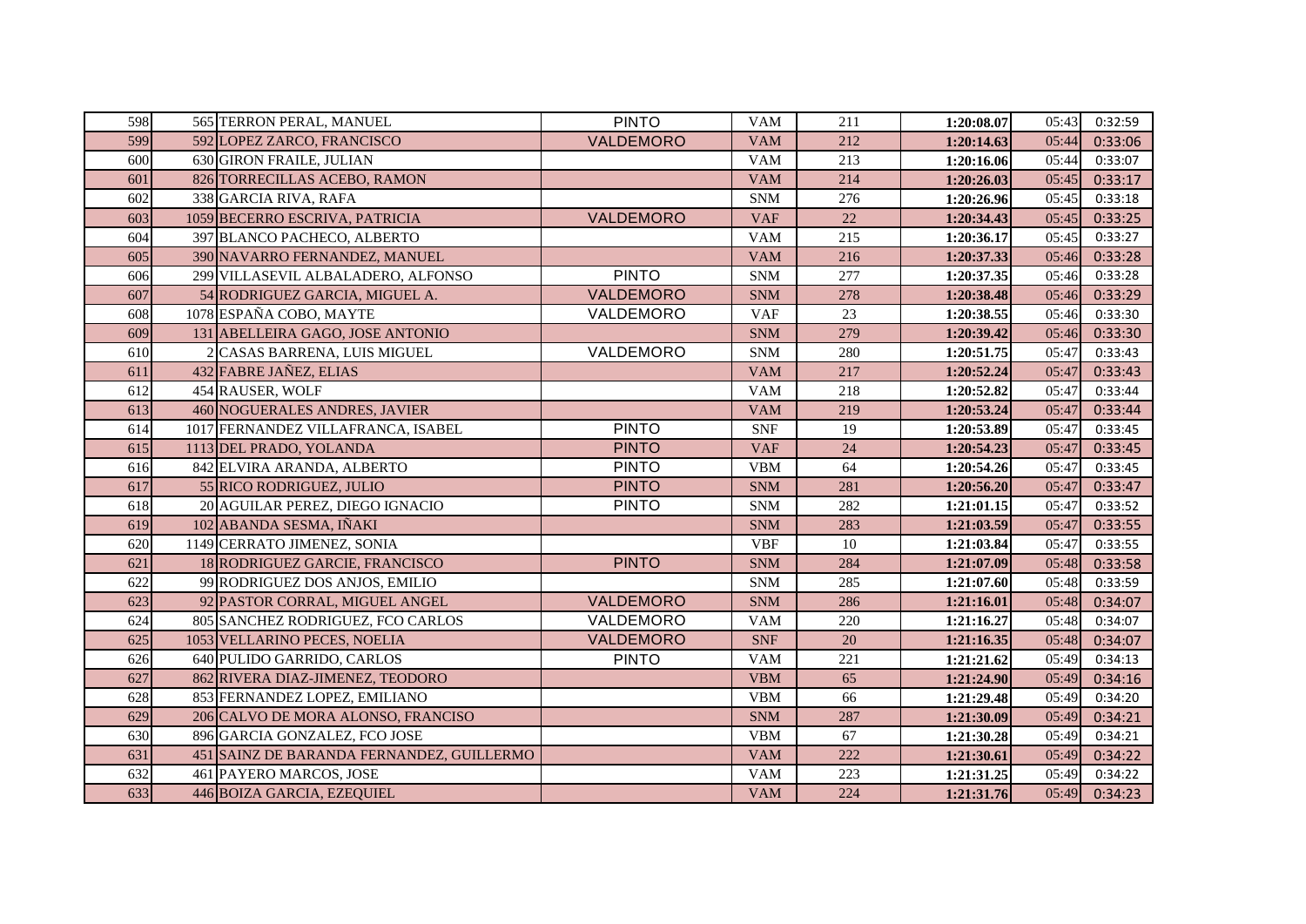| | | | | | | | | |
|---|---|---|---|---|---|---|---|---|
| 598 | 565 | TERRON PERAL, MANUEL | PINTO | VAM | 211 | 1:20:08.07 | 05:43 | 0:32:59 |
| 599 | 592 | LOPEZ ZARCO, FRANCISCO | VALDEMORO | VAM | 212 | 1:20:14.63 | 05:44 | 0:33:06 |
| 600 | 630 | GIRON FRAILE, JULIAN | | VAM | 213 | 1:20:16.06 | 05:44 | 0:33:07 |
| 601 | 826 | TORRECILLAS ACEBO, RAMON | | VAM | 214 | 1:20:26.03 | 05:45 | 0:33:17 |
| 602 | 338 | GARCIA RIVA, RAFA | | SNM | 276 | 1:20:26.96 | 05:45 | 0:33:18 |
| 603 | 1059 | BECERRO ESCRIVA, PATRICIA | VALDEMORO | VAF | 22 | 1:20:34.43 | 05:45 | 0:33:25 |
| 604 | 397 | BLANCO PACHECO, ALBERTO | | VAM | 215 | 1:20:36.17 | 05:45 | 0:33:27 |
| 605 | 390 | NAVARRO FERNANDEZ, MANUEL | | VAM | 216 | 1:20:37.33 | 05:46 | 0:33:28 |
| 606 | 299 | VILLASEVIL ALBALADERO, ALFONSO | PINTO | SNM | 277 | 1:20:37.35 | 05:46 | 0:33:28 |
| 607 | 54 | RODRIGUEZ GARCIA, MIGUEL A. | VALDEMORO | SNM | 278 | 1:20:38.48 | 05:46 | 0:33:29 |
| 608 | 1078 | ESPAÑA COBO, MAYTE | VALDEMORO | VAF | 23 | 1:20:38.55 | 05:46 | 0:33:30 |
| 609 | 131 | ABELLEIRA GAGO, JOSE ANTONIO | | SNM | 279 | 1:20:39.42 | 05:46 | 0:33:30 |
| 610 | 2 | CASAS BARRENA, LUIS MIGUEL | VALDEMORO | SNM | 280 | 1:20:51.75 | 05:47 | 0:33:43 |
| 611 | 432 | FABRE JAÑEZ, ELIAS | | VAM | 217 | 1:20:52.24 | 05:47 | 0:33:43 |
| 612 | 454 | RAUSER, WOLF | | VAM | 218 | 1:20:52.82 | 05:47 | 0:33:44 |
| 613 | 460 | NOGUERALES ANDRES, JAVIER | | VAM | 219 | 1:20:53.24 | 05:47 | 0:33:44 |
| 614 | 1017 | FERNANDEZ VILLAFRANCA, ISABEL | PINTO | SNF | 19 | 1:20:53.89 | 05:47 | 0:33:45 |
| 615 | 1113 | DEL PRADO, YOLANDA | PINTO | VAF | 24 | 1:20:54.23 | 05:47 | 0:33:45 |
| 616 | 842 | ELVIRA ARANDA, ALBERTO | PINTO | VBM | 64 | 1:20:54.26 | 05:47 | 0:33:45 |
| 617 | 55 | RICO RODRIGUEZ, JULIO | PINTO | SNM | 281 | 1:20:56.20 | 05:47 | 0:33:47 |
| 618 | 20 | AGUILAR PEREZ, DIEGO IGNACIO | PINTO | SNM | 282 | 1:21:01.15 | 05:47 | 0:33:52 |
| 619 | 102 | ABANDA SESMA, IÑAKI | | SNM | 283 | 1:21:03.59 | 05:47 | 0:33:55 |
| 620 | 1149 | CERRATO JIMENEZ, SONIA | | VBF | 10 | 1:21:03.84 | 05:47 | 0:33:55 |
| 621 | 18 | RODRIGUEZ GARCIE, FRANCISCO | PINTO | SNM | 284 | 1:21:07.09 | 05:48 | 0:33:58 |
| 622 | 99 | RODRIGUEZ DOS ANJOS, EMILIO | | SNM | 285 | 1:21:07.60 | 05:48 | 0:33:59 |
| 623 | 92 | PASTOR CORRAL, MIGUEL ANGEL | VALDEMORO | SNM | 286 | 1:21:16.01 | 05:48 | 0:34:07 |
| 624 | 805 | SANCHEZ RODRIGUEZ, FCO CARLOS | VALDEMORO | VAM | 220 | 1:21:16.27 | 05:48 | 0:34:07 |
| 625 | 1053 | VELLARINO PECES, NOELIA | VALDEMORO | SNF | 20 | 1:21:16.35 | 05:48 | 0:34:07 |
| 626 | 640 | PULIDO GARRIDO, CARLOS | PINTO | VAM | 221 | 1:21:21.62 | 05:49 | 0:34:13 |
| 627 | 862 | RIVERA DIAZ-JIMENEZ, TEODORO | | VBM | 65 | 1:21:24.90 | 05:49 | 0:34:16 |
| 628 | 853 | FERNANDEZ LOPEZ, EMILIANO | | VBM | 66 | 1:21:29.48 | 05:49 | 0:34:20 |
| 629 | 206 | CALVO DE MORA ALONSO, FRANCISO | | SNM | 287 | 1:21:30.09 | 05:49 | 0:34:21 |
| 630 | 896 | GARCIA GONZALEZ, FCO JOSE | | VBM | 67 | 1:21:30.28 | 05:49 | 0:34:21 |
| 631 | 451 | SAINZ DE BARANDA FERNANDEZ, GUILLERMO | | VAM | 222 | 1:21:30.61 | 05:49 | 0:34:22 |
| 632 | 461 | PAYERO MARCOS, JOSE | | VAM | 223 | 1:21:31.25 | 05:49 | 0:34:22 |
| 633 | 446 | BOIZA GARCIA, EZEQUIEL | | VAM | 224 | 1:21:31.76 | 05:49 | 0:34:23 |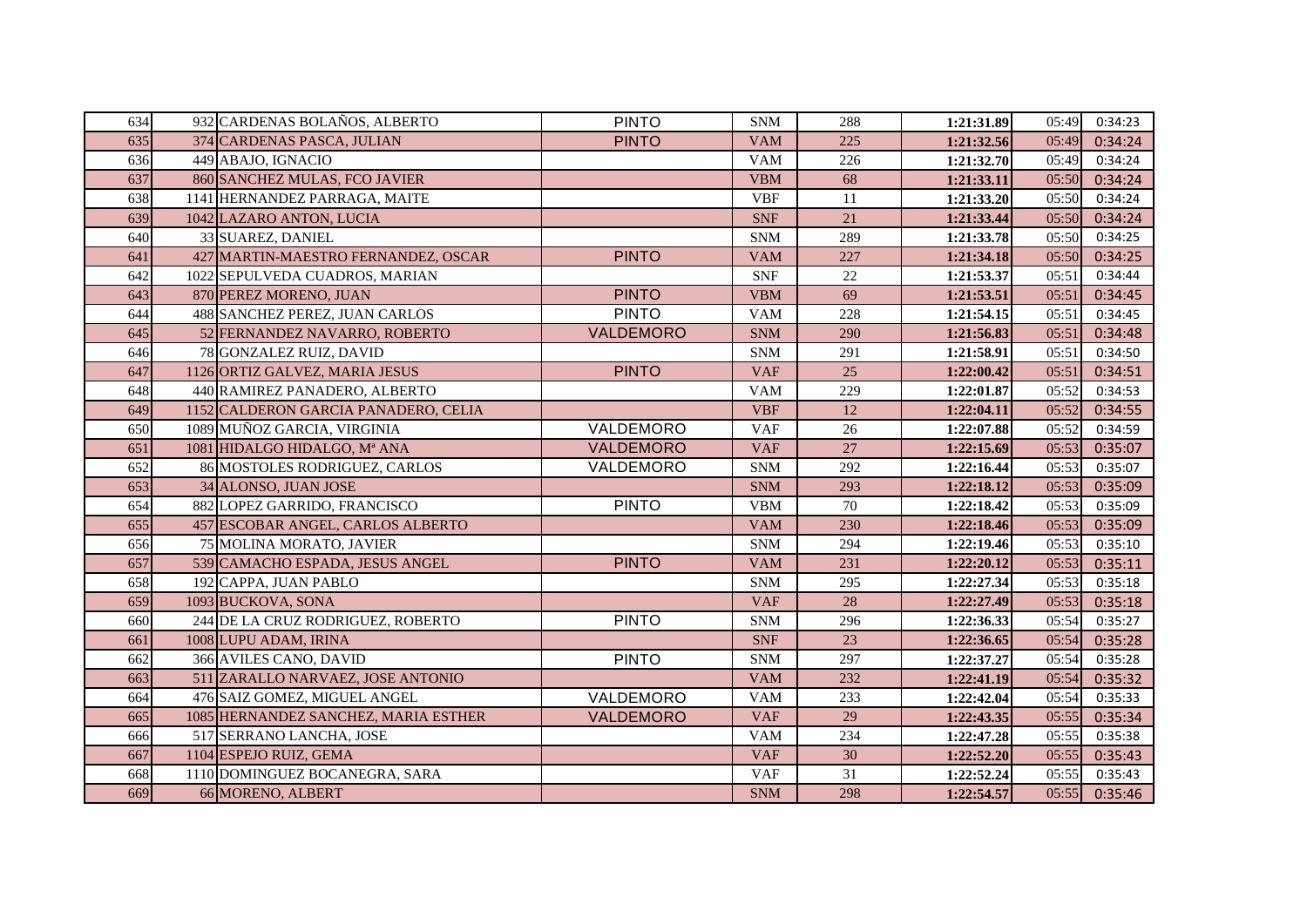| | | | | | | | | |
|---|---|---|---|---|---|---|---|---|
| 634 | 932 | CARDENAS BOLAÑOS, ALBERTO | PINTO | SNM | 288 | 1:21:31.89 | 05:49 | 0:34:23 |
| 635 | 374 | CARDENAS PASCA, JULIAN | PINTO | VAM | 225 | 1:21:32.56 | 05:49 | 0:34:24 |
| 636 | 449 | ABAJO, IGNACIO | | VAM | 226 | 1:21:32.70 | 05:49 | 0:34:24 |
| 637 | 860 | SANCHEZ MULAS, FCO JAVIER | | VBM | 68 | 1:21:33.11 | 05:50 | 0:34:24 |
| 638 | 1141 | HERNANDEZ PARRAGA, MAITE | | VBF | 11 | 1:21:33.20 | 05:50 | 0:34:24 |
| 639 | 1042 | LAZARO ANTON, LUCIA | | SNF | 21 | 1:21:33.44 | 05:50 | 0:34:24 |
| 640 | 33 | SUAREZ, DANIEL | | SNM | 289 | 1:21:33.78 | 05:50 | 0:34:25 |
| 641 | 427 | MARTIN-MAESTRO FERNANDEZ, OSCAR | PINTO | VAM | 227 | 1:21:34.18 | 05:50 | 0:34:25 |
| 642 | 1022 | SEPULVEDA CUADROS, MARIAN | | SNF | 22 | 1:21:53.37 | 05:51 | 0:34:44 |
| 643 | 870 | PEREZ MORENO, JUAN | PINTO | VBM | 69 | 1:21:53.51 | 05:51 | 0:34:45 |
| 644 | 488 | SANCHEZ PEREZ, JUAN CARLOS | PINTO | VAM | 228 | 1:21:54.15 | 05:51 | 0:34:45 |
| 645 | 52 | FERNANDEZ NAVARRO, ROBERTO | VALDEMORO | SNM | 290 | 1:21:56.83 | 05:51 | 0:34:48 |
| 646 | 78 | GONZALEZ RUIZ, DAVID | | SNM | 291 | 1:21:58.91 | 05:51 | 0:34:50 |
| 647 | 1126 | ORTIZ GALVEZ, MARIA JESUS | PINTO | VAF | 25 | 1:22:00.42 | 05:51 | 0:34:51 |
| 648 | 440 | RAMIREZ PANADERO, ALBERTO | | VAM | 229 | 1:22:01.87 | 05:52 | 0:34:53 |
| 649 | 1152 | CALDERON GARCIA PANADERO, CELIA | | VBF | 12 | 1:22:04.11 | 05:52 | 0:34:55 |
| 650 | 1089 | MUÑOZ GARCIA, VIRGINIA | VALDEMORO | VAF | 26 | 1:22:07.88 | 05:52 | 0:34:59 |
| 651 | 1081 | HIDALGO HIDALGO, Mª ANA | VALDEMORO | VAF | 27 | 1:22:15.69 | 05:53 | 0:35:07 |
| 652 | 86 | MOSTOLES RODRIGUEZ, CARLOS | VALDEMORO | SNM | 292 | 1:22:16.44 | 05:53 | 0:35:07 |
| 653 | 34 | ALONSO, JUAN JOSE | | SNM | 293 | 1:22:18.12 | 05:53 | 0:35:09 |
| 654 | 882 | LOPEZ GARRIDO, FRANCISCO | PINTO | VBM | 70 | 1:22:18.42 | 05:53 | 0:35:09 |
| 655 | 457 | ESCOBAR ANGEL, CARLOS ALBERTO | | VAM | 230 | 1:22:18.46 | 05:53 | 0:35:09 |
| 656 | 75 | MOLINA MORATO, JAVIER | | SNM | 294 | 1:22:19.46 | 05:53 | 0:35:10 |
| 657 | 539 | CAMACHO ESPADA, JESUS ANGEL | PINTO | VAM | 231 | 1:22:20.12 | 05:53 | 0:35:11 |
| 658 | 192 | CAPPA, JUAN PABLO | | SNM | 295 | 1:22:27.34 | 05:53 | 0:35:18 |
| 659 | 1093 | BUCKOVA, SONA | | VAF | 28 | 1:22:27.49 | 05:53 | 0:35:18 |
| 660 | 244 | DE LA CRUZ RODRIGUEZ, ROBERTO | PINTO | SNM | 296 | 1:22:36.33 | 05:54 | 0:35:27 |
| 661 | 1008 | LUPU ADAM, IRINA | | SNF | 23 | 1:22:36.65 | 05:54 | 0:35:28 |
| 662 | 366 | AVILES CANO, DAVID | PINTO | SNM | 297 | 1:22:37.27 | 05:54 | 0:35:28 |
| 663 | 511 | ZARALLO NARVAEZ, JOSE ANTONIO | | VAM | 232 | 1:22:41.19 | 05:54 | 0:35:32 |
| 664 | 476 | SAIZ GOMEZ, MIGUEL ANGEL | VALDEMORO | VAM | 233 | 1:22:42.04 | 05:54 | 0:35:33 |
| 665 | 1085 | HERNANDEZ SANCHEZ, MARIA ESTHER | VALDEMORO | VAF | 29 | 1:22:43.35 | 05:55 | 0:35:34 |
| 666 | 517 | SERRANO LANCHA, JOSE | | VAM | 234 | 1:22:47.28 | 05:55 | 0:35:38 |
| 667 | 1104 | ESPEJO RUIZ, GEMA | | VAF | 30 | 1:22:52.20 | 05:55 | 0:35:43 |
| 668 | 1110 | DOMINGUEZ BOCANEGRA, SARA | | VAF | 31 | 1:22:52.24 | 05:55 | 0:35:43 |
| 669 | 66 | MORENO, ALBERT | | SNM | 298 | 1:22:54.57 | 05:55 | 0:35:46 |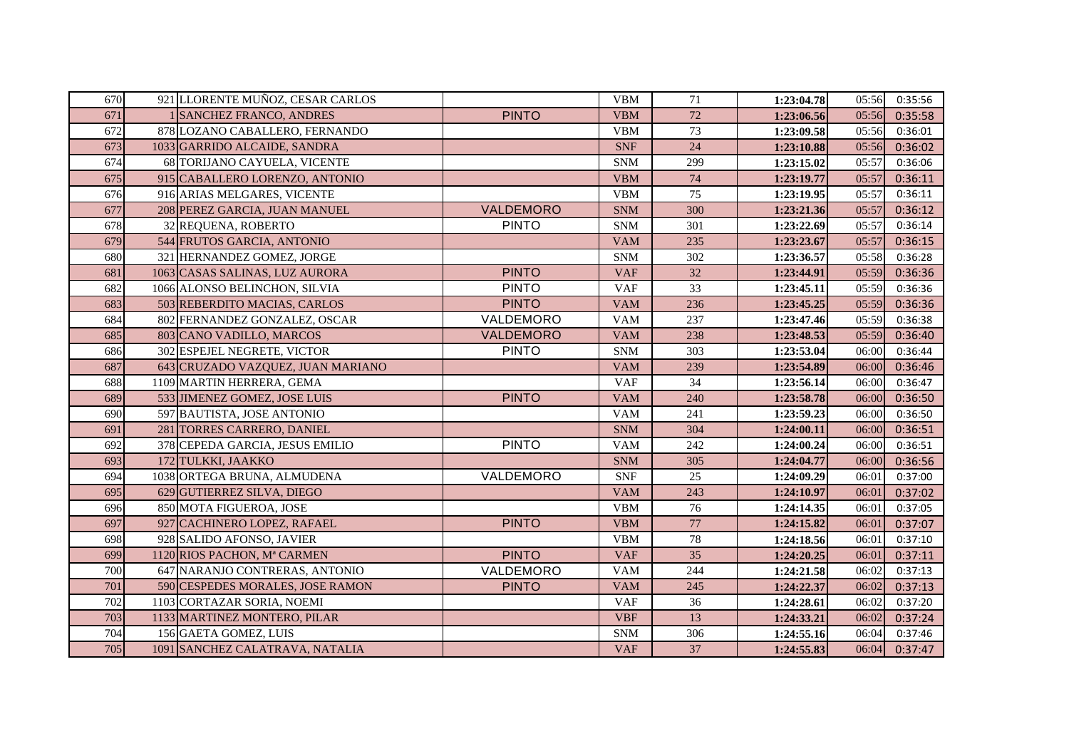| | | | | | | | | |
|---|---|---|---|---|---|---|---|---|
| 670 | 921 | LLORENTE MUÑOZ, CESAR CARLOS | | VBM | 71 | 1:23:04.78 | 05:56 | 0:35:56 |
| 671 | 1 | SANCHEZ FRANCO, ANDRES | PINTO | VBM | 72 | 1:23:06.56 | 05:56 | 0:35:58 |
| 672 | 878 | LOZANO CABALLERO, FERNANDO | | VBM | 73 | 1:23:09.58 | 05:56 | 0:36:01 |
| 673 | 1033 | GARRIDO ALCAIDE, SANDRA | | SNF | 24 | 1:23:10.88 | 05:56 | 0:36:02 |
| 674 | 68 | TORIJANO CAYUELA, VICENTE | | SNM | 299 | 1:23:15.02 | 05:57 | 0:36:06 |
| 675 | 915 | CABALLERO LORENZO, ANTONIO | | VBM | 74 | 1:23:19.77 | 05:57 | 0:36:11 |
| 676 | 916 | ARIAS MELGARES, VICENTE | | VBM | 75 | 1:23:19.95 | 05:57 | 0:36:11 |
| 677 | 208 | PEREZ GARCIA, JUAN MANUEL | VALDEMORO | SNM | 300 | 1:23:21.36 | 05:57 | 0:36:12 |
| 678 | 32 | REQUENA, ROBERTO | PINTO | SNM | 301 | 1:23:22.69 | 05:57 | 0:36:14 |
| 679 | 544 | FRUTOS GARCIA, ANTONIO | | VAM | 235 | 1:23:23.67 | 05:57 | 0:36:15 |
| 680 | 321 | HERNANDEZ GOMEZ, JORGE | | SNM | 302 | 1:23:36.57 | 05:58 | 0:36:28 |
| 681 | 1063 | CASAS SALINAS, LUZ AURORA | PINTO | VAF | 32 | 1:23:44.91 | 05:59 | 0:36:36 |
| 682 | 1066 | ALONSO BELINCHON, SILVIA | PINTO | VAF | 33 | 1:23:45.11 | 05:59 | 0:36:36 |
| 683 | 503 | REBERDITO MACIAS, CARLOS | PINTO | VAM | 236 | 1:23:45.25 | 05:59 | 0:36:36 |
| 684 | 802 | FERNANDEZ GONZALEZ, OSCAR | VALDEMORO | VAM | 237 | 1:23:47.46 | 05:59 | 0:36:38 |
| 685 | 803 | CANO VADILLO, MARCOS | VALDEMORO | VAM | 238 | 1:23:48.53 | 05:59 | 0:36:40 |
| 686 | 302 | ESPEJEL NEGRETE, VICTOR | PINTO | SNM | 303 | 1:23:53.04 | 06:00 | 0:36:44 |
| 687 | 643 | CRUZADO VAZQUEZ, JUAN MARIANO | | VAM | 239 | 1:23:54.89 | 06:00 | 0:36:46 |
| 688 | 1109 | MARTIN HERRERA, GEMA | | VAF | 34 | 1:23:56.14 | 06:00 | 0:36:47 |
| 689 | 533 | JIMENEZ GOMEZ, JOSE LUIS | PINTO | VAM | 240 | 1:23:58.78 | 06:00 | 0:36:50 |
| 690 | 597 | BAUTISTA, JOSE ANTONIO | | VAM | 241 | 1:23:59.23 | 06:00 | 0:36:50 |
| 691 | 281 | TORRES CARRERO, DANIEL | | SNM | 304 | 1:24:00.11 | 06:00 | 0:36:51 |
| 692 | 378 | CEPEDA GARCIA, JESUS EMILIO | PINTO | VAM | 242 | 1:24:00.24 | 06:00 | 0:36:51 |
| 693 | 172 | TULKKI, JAAKKO | | SNM | 305 | 1:24:04.77 | 06:00 | 0:36:56 |
| 694 | 1038 | ORTEGA BRUNA, ALMUDENA | VALDEMORO | SNF | 25 | 1:24:09.29 | 06:01 | 0:37:00 |
| 695 | 629 | GUTIERREZ SILVA, DIEGO | | VAM | 243 | 1:24:10.97 | 06:01 | 0:37:02 |
| 696 | 850 | MOTA FIGUEROA, JOSE | | VBM | 76 | 1:24:14.35 | 06:01 | 0:37:05 |
| 697 | 927 | CACHINERO LOPEZ, RAFAEL | PINTO | VBM | 77 | 1:24:15.82 | 06:01 | 0:37:07 |
| 698 | 928 | SALIDO AFONSO, JAVIER | | VBM | 78 | 1:24:18.56 | 06:01 | 0:37:10 |
| 699 | 1120 | RIOS PACHON, Mª CARMEN | PINTO | VAF | 35 | 1:24:20.25 | 06:01 | 0:37:11 |
| 700 | 647 | NARANJO CONTRERAS, ANTONIO | VALDEMORO | VAM | 244 | 1:24:21.58 | 06:02 | 0:37:13 |
| 701 | 590 | CESPEDES MORALES, JOSE RAMON | PINTO | VAM | 245 | 1:24:22.37 | 06:02 | 0:37:13 |
| 702 | 1103 | CORTAZAR SORIA, NOEMI | | VAF | 36 | 1:24:28.61 | 06:02 | 0:37:20 |
| 703 | 1133 | MARTINEZ MONTERO, PILAR | | VBF | 13 | 1:24:33.21 | 06:02 | 0:37:24 |
| 704 | 156 | GAETA GOMEZ, LUIS | | SNM | 306 | 1:24:55.16 | 06:04 | 0:37:46 |
| 705 | 1091 | SANCHEZ CALATRAVA, NATALIA | | VAF | 37 | 1:24:55.83 | 06:04 | 0:37:47 |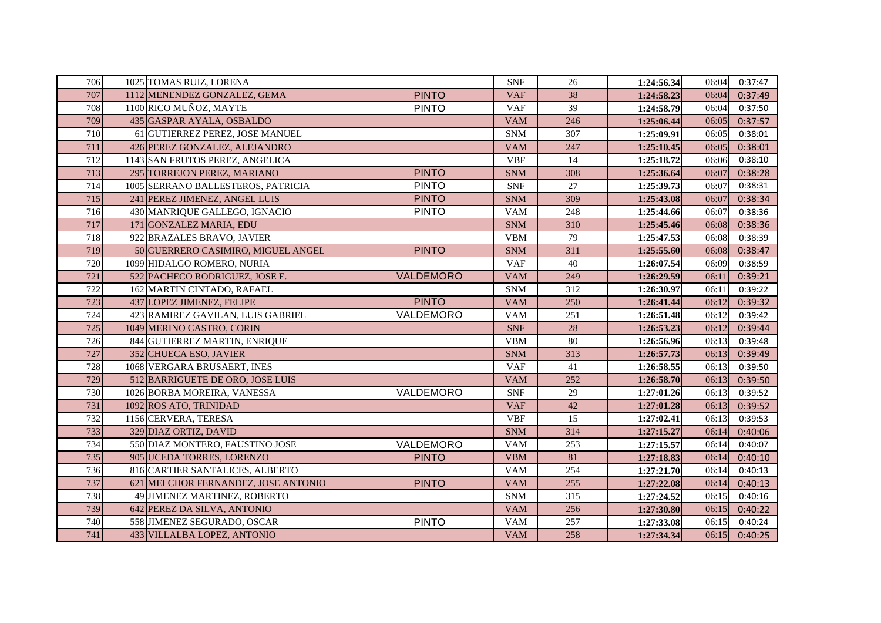| | | | | | | | | |
|---|---|---|---|---|---|---|---|---|
| 706 | 1025 | TOMAS RUIZ, LORENA | | SNF | 26 | 1:24:56.34 | 06:04 | 0:37:47 |
| 707 | 1112 | MENENDEZ GONZALEZ, GEMA | PINTO | VAF | 38 | 1:24:58.23 | 06:04 | 0:37:49 |
| 708 | 1100 | RICO MUÑOZ, MAYTE | PINTO | VAF | 39 | 1:24:58.79 | 06:04 | 0:37:50 |
| 709 | 435 | GASPAR AYALA, OSBALDO | | VAM | 246 | 1:25:06.44 | 06:05 | 0:37:57 |
| 710 | 61 | GUTIERREZ PEREZ, JOSE MANUEL | | SNM | 307 | 1:25:09.91 | 06:05 | 0:38:01 |
| 711 | 426 | PEREZ GONZALEZ, ALEJANDRO | | VAM | 247 | 1:25:10.45 | 06:05 | 0:38:01 |
| 712 | 1143 | SAN FRUTOS PEREZ, ANGELICA | | VBF | 14 | 1:25:18.72 | 06:06 | 0:38:10 |
| 713 | 295 | TORREJON PEREZ, MARIANO | PINTO | SNM | 308 | 1:25:36.64 | 06:07 | 0:38:28 |
| 714 | 1005 | SERRANO BALLESTEROS, PATRICIA | PINTO | SNF | 27 | 1:25:39.73 | 06:07 | 0:38:31 |
| 715 | 241 | PEREZ JIMENEZ, ANGEL LUIS | PINTO | SNM | 309 | 1:25:43.08 | 06:07 | 0:38:34 |
| 716 | 430 | MANRIQUE GALLEGO, IGNACIO | PINTO | VAM | 248 | 1:25:44.66 | 06:07 | 0:38:36 |
| 717 | 171 | GONZALEZ MARIA, EDU | | SNM | 310 | 1:25:45.46 | 06:08 | 0:38:36 |
| 718 | 922 | BRAZALES BRAVO, JAVIER | | VBM | 79 | 1:25:47.53 | 06:08 | 0:38:39 |
| 719 | 50 | GUERRERO CASIMIRO, MIGUEL ANGEL | PINTO | SNM | 311 | 1:25:55.60 | 06:08 | 0:38:47 |
| 720 | 1099 | HIDALGO ROMERO, NURIA | | VAF | 40 | 1:26:07.54 | 06:09 | 0:38:59 |
| 721 | 522 | PACHECO RODRIGUEZ, JOSE E. | VALDEMORO | VAM | 249 | 1:26:29.59 | 06:11 | 0:39:21 |
| 722 | 162 | MARTIN CINTADO, RAFAEL | | SNM | 312 | 1:26:30.97 | 06:11 | 0:39:22 |
| 723 | 437 | LOPEZ JIMENEZ, FELIPE | PINTO | VAM | 250 | 1:26:41.44 | 06:12 | 0:39:32 |
| 724 | 423 | RAMIREZ GAVILAN, LUIS GABRIEL | VALDEMORO | VAM | 251 | 1:26:51.48 | 06:12 | 0:39:42 |
| 725 | 1049 | MERINO CASTRO, CORIN | | SNF | 28 | 1:26:53.23 | 06:12 | 0:39:44 |
| 726 | 844 | GUTIERREZ MARTIN, ENRIQUE | | VBM | 80 | 1:26:56.96 | 06:13 | 0:39:48 |
| 727 | 352 | CHUECA ESO, JAVIER | | SNM | 313 | 1:26:57.73 | 06:13 | 0:39:49 |
| 728 | 1068 | VERGARA BRUSAERT, INES | | VAF | 41 | 1:26:58.55 | 06:13 | 0:39:50 |
| 729 | 512 | BARRIGUETE DE ORO, JOSE LUIS | | VAM | 252 | 1:26:58.70 | 06:13 | 0:39:50 |
| 730 | 1026 | BORBA MOREIRA, VANESSA | VALDEMORO | SNF | 29 | 1:27:01.26 | 06:13 | 0:39:52 |
| 731 | 1092 | ROS ATO, TRINIDAD | | VAF | 42 | 1:27:01.28 | 06:13 | 0:39:52 |
| 732 | 1156 | CERVERA, TERESA | | VBF | 15 | 1:27:02.41 | 06:13 | 0:39:53 |
| 733 | 329 | DIAZ ORTIZ, DAVID | | SNM | 314 | 1:27:15.27 | 06:14 | 0:40:06 |
| 734 | 550 | DIAZ MONTERO, FAUSTINO JOSE | VALDEMORO | VAM | 253 | 1:27:15.57 | 06:14 | 0:40:07 |
| 735 | 905 | UCEDA TORRES, LORENZO | PINTO | VBM | 81 | 1:27:18.83 | 06:14 | 0:40:10 |
| 736 | 816 | CARTIER SANTALICES, ALBERTO | | VAM | 254 | 1:27:21.70 | 06:14 | 0:40:13 |
| 737 | 621 | MELCHOR FERNANDEZ, JOSE ANTONIO | PINTO | VAM | 255 | 1:27:22.08 | 06:14 | 0:40:13 |
| 738 | 49 | JIMENEZ MARTINEZ, ROBERTO | | SNM | 315 | 1:27:24.52 | 06:15 | 0:40:16 |
| 739 | 642 | PEREZ DA SILVA, ANTONIO | | VAM | 256 | 1:27:30.80 | 06:15 | 0:40:22 |
| 740 | 558 | JIMENEZ SEGURADO, OSCAR | PINTO | VAM | 257 | 1:27:33.08 | 06:15 | 0:40:24 |
| 741 | 433 | VILLALBA LOPEZ, ANTONIO | | VAM | 258 | 1:27:34.34 | 06:15 | 0:40:25 |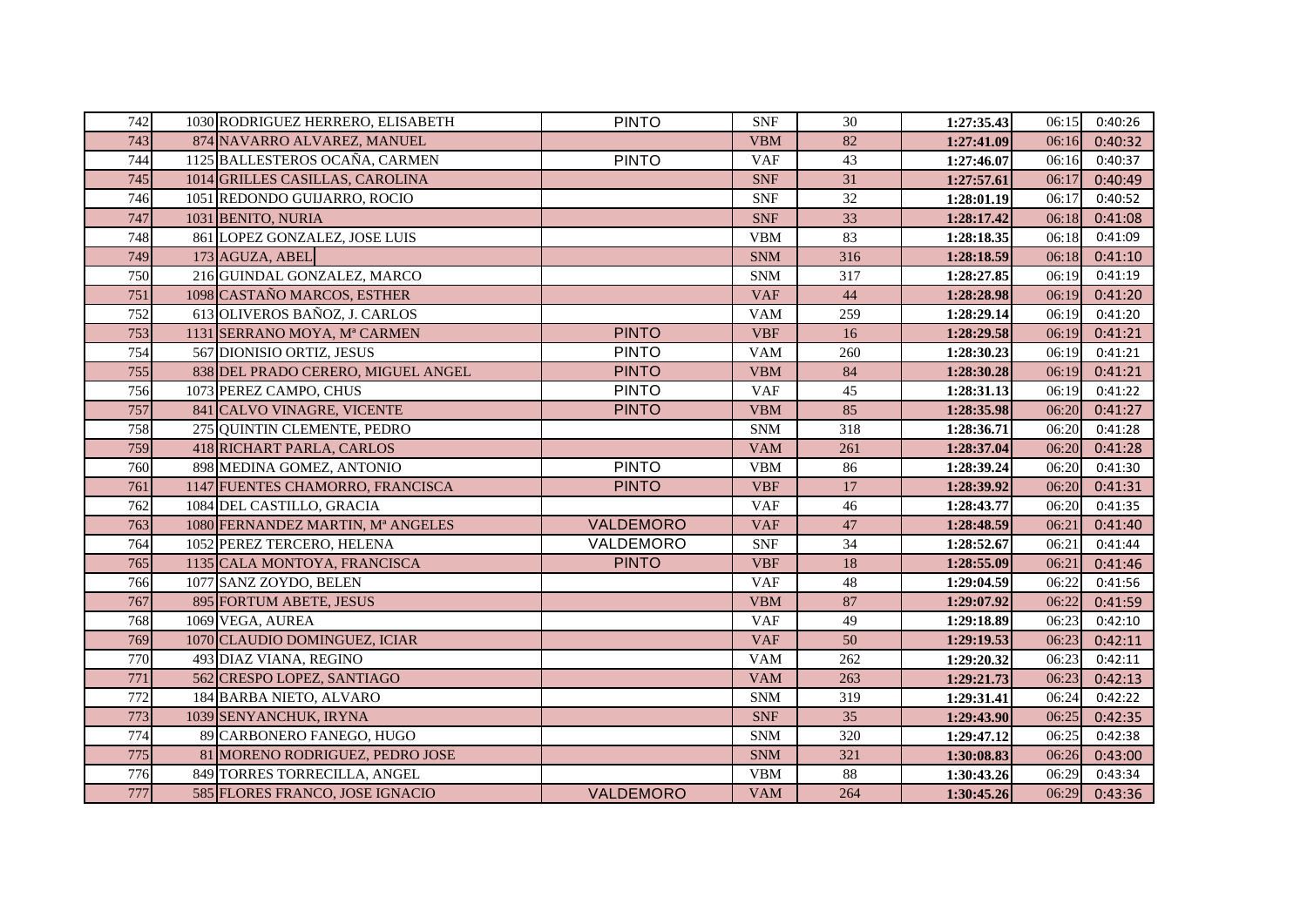| | | | | | | | | |
|---|---|---|---|---|---|---|---|---|
| 742 | 1030 | RODRIGUEZ HERRERO, ELISABETH | PINTO | SNF | 30 | **1:27:35.43** | 06:15 | 0:40:26 |
| 743 | 874 | NAVARRO ALVAREZ, MANUEL | | VBM | 82 | **1:27:41.09** | 06:16 | 0:40:32 |
| 744 | 1125 | BALLESTEROS OCAÑA, CARMEN | PINTO | VAF | 43 | **1:27:46.07** | 06:16 | 0:40:37 |
| 745 | 1014 | GRILLES CASILLAS, CAROLINA | | SNF | 31 | **1:27:57.61** | 06:17 | 0:40:49 |
| 746 | 1051 | REDONDO GUIJARRO, ROCIO | | SNF | 32 | **1:28:01.19** | 06:17 | 0:40:52 |
| 747 | 1031 | BENITO, NURIA | | SNF | 33 | **1:28:17.42** | 06:18 | 0:41:08 |
| 748 | 861 | LOPEZ GONZALEZ, JOSE LUIS | | VBM | 83 | **1:28:18.35** | 06:18 | 0:41:09 |
| 749 | 173 | AGUZA, ABEL | | SNM | 316 | **1:28:18.59** | 06:18 | 0:41:10 |
| 750 | 216 | GUINDAL GONZALEZ, MARCO | | SNM | 317 | **1:28:27.85** | 06:19 | 0:41:19 |
| 751 | 1098 | CASTAÑO MARCOS, ESTHER | | VAF | 44 | **1:28:28.98** | 06:19 | 0:41:20 |
| 752 | 613 | OLIVEROS BAÑOZ, J. CARLOS | | VAM | 259 | **1:28:29.14** | 06:19 | 0:41:20 |
| 753 | 1131 | SERRANO MOYA, Mª CARMEN | PINTO | VBF | 16 | **1:28:29.58** | 06:19 | 0:41:21 |
| 754 | 567 | DIONISIO ORTIZ, JESUS | PINTO | VAM | 260 | **1:28:30.23** | 06:19 | 0:41:21 |
| 755 | 838 | DEL PRADO CERERO, MIGUEL ANGEL | PINTO | VBM | 84 | **1:28:30.28** | 06:19 | 0:41:21 |
| 756 | 1073 | PEREZ CAMPO, CHUS | PINTO | VAF | 45 | **1:28:31.13** | 06:19 | 0:41:22 |
| 757 | 841 | CALVO VINAGRE, VICENTE | PINTO | VBM | 85 | **1:28:35.98** | 06:20 | 0:41:27 |
| 758 | 275 | QUINTIN CLEMENTE, PEDRO | | SNM | 318 | **1:28:36.71** | 06:20 | 0:41:28 |
| 759 | 418 | RICHART PARLA, CARLOS | | VAM | 261 | **1:28:37.04** | 06:20 | 0:41:28 |
| 760 | 898 | MEDINA GOMEZ, ANTONIO | PINTO | VBM | 86 | **1:28:39.24** | 06:20 | 0:41:30 |
| 761 | 1147 | FUENTES CHAMORRO, FRANCISCA | PINTO | VBF | 17 | **1:28:39.92** | 06:20 | 0:41:31 |
| 762 | 1084 | DEL CASTILLO, GRACIA | | VAF | 46 | **1:28:43.77** | 06:20 | 0:41:35 |
| 763 | 1080 | FERNANDEZ MARTIN, Mª ANGELES | VALDEMORO | VAF | 47 | **1:28:48.59** | 06:21 | 0:41:40 |
| 764 | 1052 | PEREZ TERCERO, HELENA | VALDEMORO | SNF | 34 | **1:28:52.67** | 06:21 | 0:41:44 |
| 765 | 1135 | CALA MONTOYA, FRANCISCA | PINTO | VBF | 18 | **1:28:55.09** | 06:21 | 0:41:46 |
| 766 | 1077 | SANZ ZOYDO, BELEN | | VAF | 48 | **1:29:04.59** | 06:22 | 0:41:56 |
| 767 | 895 | FORTUM ABETE, JESUS | | VBM | 87 | **1:29:07.92** | 06:22 | 0:41:59 |
| 768 | 1069 | VEGA, AUREA | | VAF | 49 | **1:29:18.89** | 06:23 | 0:42:10 |
| 769 | 1070 | CLAUDIO DOMINGUEZ, ICIAR | | VAF | 50 | **1:29:19.53** | 06:23 | 0:42:11 |
| 770 | 493 | DIAZ VIANA, REGINO | | VAM | 262 | **1:29:20.32** | 06:23 | 0:42:11 |
| 771 | 562 | CRESPO LOPEZ, SANTIAGO | | VAM | 263 | **1:29:21.73** | 06:23 | 0:42:13 |
| 772 | 184 | BARBA NIETO, ALVARO | | SNM | 319 | **1:29:31.41** | 06:24 | 0:42:22 |
| 773 | 1039 | SENYANCHUK, IRYNA | | SNF | 35 | **1:29:43.90** | 06:25 | 0:42:35 |
| 774 | 89 | CARBONERO FANEGO, HUGO | | SNM | 320 | **1:29:47.12** | 06:25 | 0:42:38 |
| 775 | 81 | MORENO RODRIGUEZ, PEDRO JOSE | | SNM | 321 | **1:30:08.83** | 06:26 | 0:43:00 |
| 776 | 849 | TORRES TORRECILLA, ANGEL | | VBM | 88 | **1:30:43.26** | 06:29 | 0:43:34 |
| 777 | 585 | FLORES FRANCO, JOSE IGNACIO | VALDEMORO | VAM | 264 | **1:30:45.26** | 06:29 | 0:43:36 |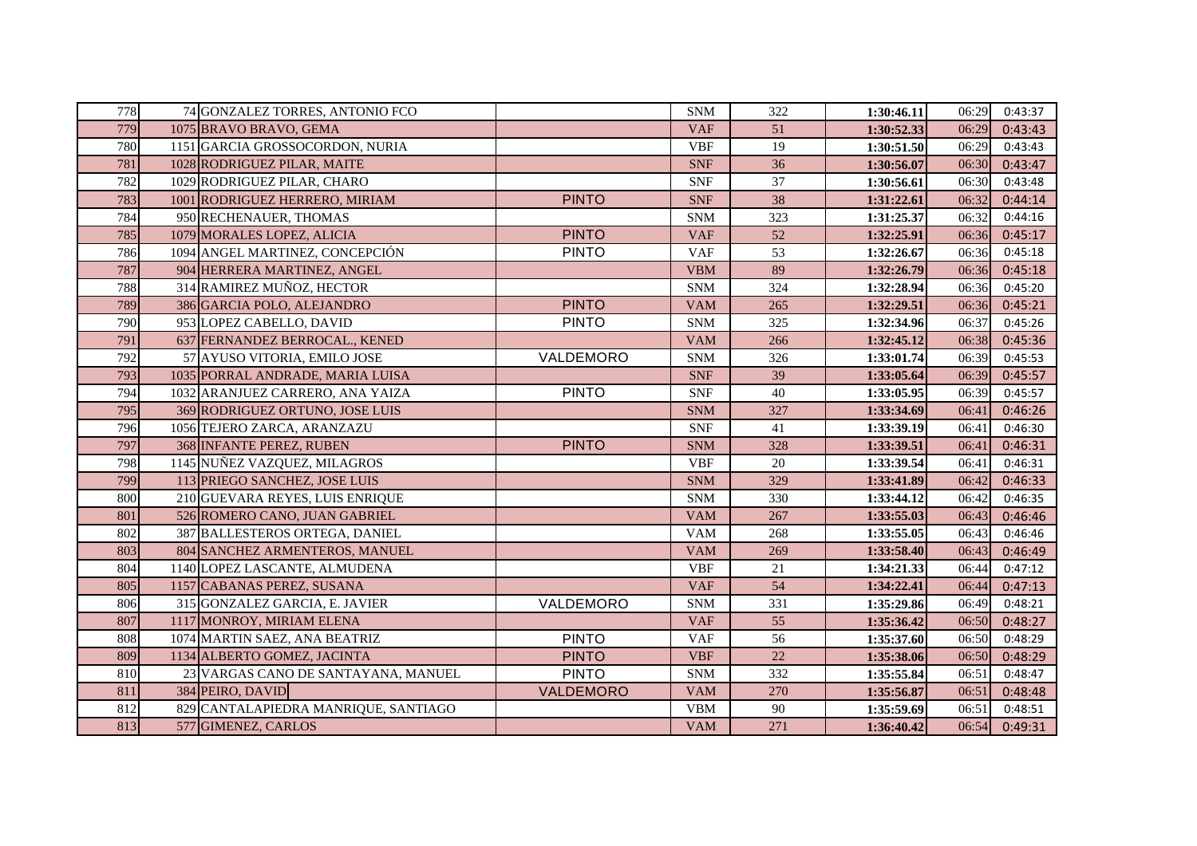| | | | | | | | | |
|---|---|---|---|---|---|---|---|---|
| 778 | 74 | GONZALEZ TORRES, ANTONIO FCO | | SNM | 322 | 1:30:46.11 | 06:29 | 0:43:37 |
| 779 | 1075 | BRAVO BRAVO, GEMA | | VAF | 51 | 1:30:52.33 | 06:29 | 0:43:43 |
| 780 | 1151 | GARCIA GROSSOCORDON, NURIA | | VBF | 19 | 1:30:51.50 | 06:29 | 0:43:43 |
| 781 | 1028 | RODRIGUEZ PILAR, MAITE | | SNF | 36 | 1:30:56.07 | 06:30 | 0:43:47 |
| 782 | 1029 | RODRIGUEZ PILAR, CHARO | | SNF | 37 | 1:30:56.61 | 06:30 | 0:43:48 |
| 783 | 1001 | RODRIGUEZ HERRERO, MIRIAM | PINTO | SNF | 38 | 1:31:22.61 | 06:32 | 0:44:14 |
| 784 | 950 | RECHENAUER, THOMAS | | SNM | 323 | 1:31:25.37 | 06:32 | 0:44:16 |
| 785 | 1079 | MORALES LOPEZ, ALICIA | PINTO | VAF | 52 | 1:32:25.91 | 06:36 | 0:45:17 |
| 786 | 1094 | ANGEL MARTINEZ, CONCEPCIÓN | PINTO | VAF | 53 | 1:32:26.67 | 06:36 | 0:45:18 |
| 787 | 904 | HERRERA MARTINEZ, ANGEL | | VBM | 89 | 1:32:26.79 | 06:36 | 0:45:18 |
| 788 | 314 | RAMIREZ MUÑOZ, HECTOR | | SNM | 324 | 1:32:28.94 | 06:36 | 0:45:20 |
| 789 | 386 | GARCIA POLO, ALEJANDRO | PINTO | VAM | 265 | 1:32:29.51 | 06:36 | 0:45:21 |
| 790 | 953 | LOPEZ CABELLO, DAVID | PINTO | SNM | 325 | 1:32:34.96 | 06:37 | 0:45:26 |
| 791 | 637 | FERNANDEZ BERROCAL., KENED | | VAM | 266 | 1:32:45.12 | 06:38 | 0:45:36 |
| 792 | 57 | AYUSO VITORIA, EMILO JOSE | VALDEMORO | SNM | 326 | 1:33:01.74 | 06:39 | 0:45:53 |
| 793 | 1035 | PORRAL ANDRADE, MARIA LUISA | | SNF | 39 | 1:33:05.64 | 06:39 | 0:45:57 |
| 794 | 1032 | ARANJUEZ CARRERO, ANA YAIZA | PINTO | SNF | 40 | 1:33:05.95 | 06:39 | 0:45:57 |
| 795 | 369 | RODRIGUEZ ORTUNO, JOSE LUIS | | SNM | 327 | 1:33:34.69 | 06:41 | 0:46:26 |
| 796 | 1056 | TEJERO ZARCA, ARANZAZU | | SNF | 41 | 1:33:39.19 | 06:41 | 0:46:30 |
| 797 | 368 | INFANTE PEREZ, RUBEN | PINTO | SNM | 328 | 1:33:39.51 | 06:41 | 0:46:31 |
| 798 | 1145 | NUÑEZ VAZQUEZ, MILAGROS | | VBF | 20 | 1:33:39.54 | 06:41 | 0:46:31 |
| 799 | 113 | PRIEGO SANCHEZ, JOSE LUIS | | SNM | 329 | 1:33:41.89 | 06:42 | 0:46:33 |
| 800 | 210 | GUEVARA REYES, LUIS ENRIQUE | | SNM | 330 | 1:33:44.12 | 06:42 | 0:46:35 |
| 801 | 526 | ROMERO CANO, JUAN GABRIEL | | VAM | 267 | 1:33:55.03 | 06:43 | 0:46:46 |
| 802 | 387 | BALLESTEROS ORTEGA, DANIEL | | VAM | 268 | 1:33:55.05 | 06:43 | 0:46:46 |
| 803 | 804 | SANCHEZ ARMENTEROS, MANUEL | | VAM | 269 | 1:33:58.40 | 06:43 | 0:46:49 |
| 804 | 1140 | LOPEZ LASCANTE, ALMUDENA | | VBF | 21 | 1:34:21.33 | 06:44 | 0:47:12 |
| 805 | 1157 | CABANAS PEREZ, SUSANA | | VAF | 54 | 1:34:22.41 | 06:44 | 0:47:13 |
| 806 | 315 | GONZALEZ GARCIA, E. JAVIER | VALDEMORO | SNM | 331 | 1:35:29.86 | 06:49 | 0:48:21 |
| 807 | 1117 | MONROY, MIRIAM ELENA | | VAF | 55 | 1:35:36.42 | 06:50 | 0:48:27 |
| 808 | 1074 | MARTIN SAEZ, ANA BEATRIZ | PINTO | VAF | 56 | 1:35:37.60 | 06:50 | 0:48:29 |
| 809 | 1134 | ALBERTO GOMEZ, JACINTA | PINTO | VBF | 22 | 1:35:38.06 | 06:50 | 0:48:29 |
| 810 | 23 | VARGAS CANO DE SANTAYANA, MANUEL | PINTO | SNM | 332 | 1:35:55.84 | 06:51 | 0:48:47 |
| 811 | 384 | PEIRO, DAVID | VALDEMORO | VAM | 270 | 1:35:56.87 | 06:51 | 0:48:48 |
| 812 | 829 | CANTALAPIEDRA MANRIQUE, SANTIAGO | | VBM | 90 | 1:35:59.69 | 06:51 | 0:48:51 |
| 813 | 577 | GIMENEZ, CARLOS | | VAM | 271 | 1:36:40.42 | 06:54 | 0:49:31 |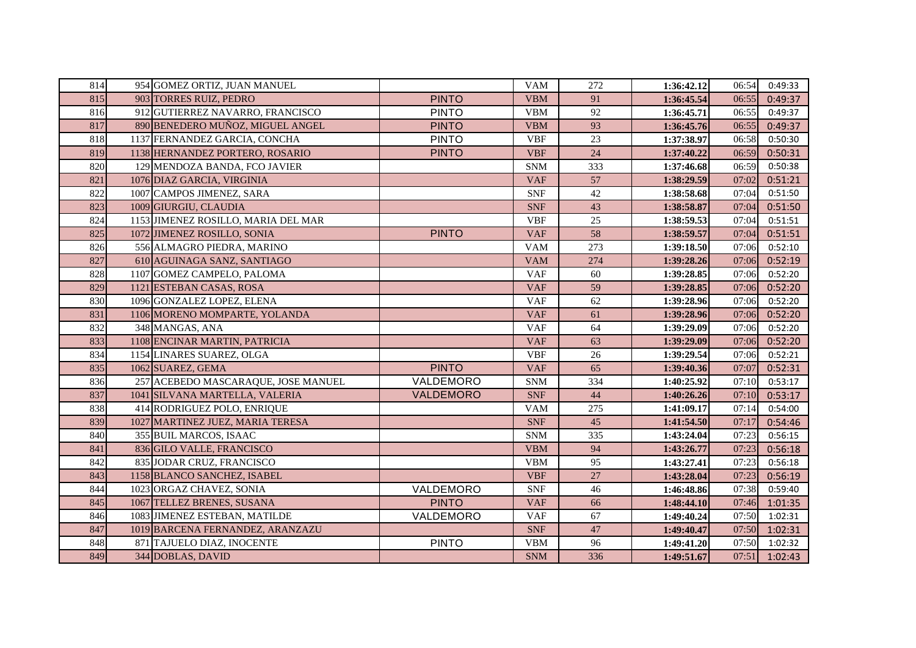| | | | | | | | | |
|---|---|---|---|---|---|---|---|---|
| 814 | 954 | GOMEZ ORTIZ, JUAN MANUEL | | VAM | 272 | 1:36:42.12 | 06:54 | 0:49:33 |
| 815 | 903 | TORRES RUIZ, PEDRO | PINTO | VBM | 91 | 1:36:45.54 | 06:55 | 0:49:37 |
| 816 | 912 | GUTIERREZ NAVARRO, FRANCISCO | PINTO | VBM | 92 | 1:36:45.71 | 06:55 | 0:49:37 |
| 817 | 890 | BENEDERO MUÑOZ, MIGUEL ANGEL | PINTO | VBM | 93 | 1:36:45.76 | 06:55 | 0:49:37 |
| 818 | 1137 | FERNANDEZ GARCIA, CONCHA | PINTO | VBF | 23 | 1:37:38.97 | 06:58 | 0:50:30 |
| 819 | 1138 | HERNANDEZ PORTERO, ROSARIO | PINTO | VBF | 24 | 1:37:40.22 | 06:59 | 0:50:31 |
| 820 | 129 | MENDOZA BANDA, FCO JAVIER | | SNM | 333 | 1:37:46.68 | 06:59 | 0:50:38 |
| 821 | 1076 | DIAZ GARCIA, VIRGINIA | | VAF | 57 | 1:38:29.59 | 07:02 | 0:51:21 |
| 822 | 1007 | CAMPOS JIMENEZ, SARA | | SNF | 42 | 1:38:58.68 | 07:04 | 0:51:50 |
| 823 | 1009 | GIURGIU, CLAUDIA | | SNF | 43 | 1:38:58.87 | 07:04 | 0:51:50 |
| 824 | 1153 | JIMENEZ ROSILLO, MARIA DEL MAR | | VBF | 25 | 1:38:59.53 | 07:04 | 0:51:51 |
| 825 | 1072 | JIMENEZ ROSILLO, SONIA | PINTO | VAF | 58 | 1:38:59.57 | 07:04 | 0:51:51 |
| 826 | 556 | ALMAGRO PIEDRA, MARINO | | VAM | 273 | 1:39:18.50 | 07:06 | 0:52:10 |
| 827 | 610 | AGUINAGA SANZ, SANTIAGO | | VAM | 274 | 1:39:28.26 | 07:06 | 0:52:19 |
| 828 | 1107 | GOMEZ CAMPELO, PALOMA | | VAF | 60 | 1:39:28.85 | 07:06 | 0:52:20 |
| 829 | 1121 | ESTEBAN CASAS, ROSA | | VAF | 59 | 1:39:28.85 | 07:06 | 0:52:20 |
| 830 | 1096 | GONZALEZ LOPEZ, ELENA | | VAF | 62 | 1:39:28.96 | 07:06 | 0:52:20 |
| 831 | 1106 | MORENO MOMPARTE, YOLANDA | | VAF | 61 | 1:39:28.96 | 07:06 | 0:52:20 |
| 832 | 348 | MANGAS, ANA | | VAF | 64 | 1:39:29.09 | 07:06 | 0:52:20 |
| 833 | 1108 | ENCINAR MARTIN, PATRICIA | | VAF | 63 | 1:39:29.09 | 07:06 | 0:52:20 |
| 834 | 1154 | LINARES SUAREZ, OLGA | | VBF | 26 | 1:39:29.54 | 07:06 | 0:52:21 |
| 835 | 1062 | SUAREZ, GEMA | PINTO | VAF | 65 | 1:39:40.36 | 07:07 | 0:52:31 |
| 836 | 257 | ACEBEDO MASCARAQUE, JOSE MANUEL | VALDEMORO | SNM | 334 | 1:40:25.92 | 07:10 | 0:53:17 |
| 837 | 1041 | SILVANA MARTELLA, VALERIA | VALDEMORO | SNF | 44 | 1:40:26.26 | 07:10 | 0:53:17 |
| 838 | 414 | RODRIGUEZ POLO, ENRIQUE | | VAM | 275 | 1:41:09.17 | 07:14 | 0:54:00 |
| 839 | 1027 | MARTINEZ JUEZ, MARIA TERESA | | SNF | 45 | 1:41:54.50 | 07:17 | 0:54:46 |
| 840 | 355 | BUIL MARCOS, ISAAC | | SNM | 335 | 1:43:24.04 | 07:23 | 0:56:15 |
| 841 | 836 | GILO VALLE, FRANCISCO | | VBM | 94 | 1:43:26.77 | 07:23 | 0:56:18 |
| 842 | 835 | JODAR CRUZ, FRANCISCO | | VBM | 95 | 1:43:27.41 | 07:23 | 0:56:18 |
| 843 | 1158 | BLANCO SANCHEZ, ISABEL | | VBF | 27 | 1:43:28.04 | 07:23 | 0:56:19 |
| 844 | 1023 | ORGAZ CHAVEZ, SONIA | VALDEMORO | SNF | 46 | 1:46:48.86 | 07:38 | 0:59:40 |
| 845 | 1067 | TELLEZ BRENES, SUSANA | PINTO | VAF | 66 | 1:48:44.10 | 07:46 | 1:01:35 |
| 846 | 1083 | JIMENEZ ESTEBAN, MATILDE | VALDEMORO | VAF | 67 | 1:49:40.24 | 07:50 | 1:02:31 |
| 847 | 1019 | BARCENA FERNANDEZ, ARANZAZU | | SNF | 47 | 1:49:40.47 | 07:50 | 1:02:31 |
| 848 | 871 | TAJUELO DIAZ, INOCENTE | PINTO | VBM | 96 | 1:49:41.20 | 07:50 | 1:02:32 |
| 849 | 344 | DOBLAS, DAVID | | SNM | 336 | 1:49:51.67 | 07:51 | 1:02:43 |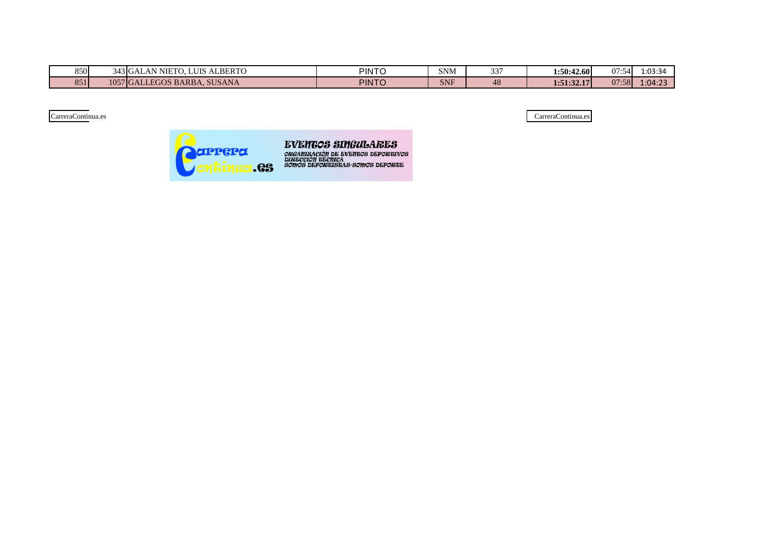| | | | | | | | | |
|---|---|---|---|---|---|---|---|---|
| 850 | 343 | GALAN NIETO, LUIS ALBERTO | PINTO | SNM | 337 | **1:50:42.60** | 07:54 | 1:03:34 |
| 851 | 1057 | GALLEGOS BARBA, SUSANA | PINTO | SNF | 48 | **1:51:32.17** | 07:58 | 1:04:23 |

CarreraContinua.es

CarreraContinua.es

Carrera Continua.es

EVENTOS SINGULARES

ORGANIZACIÓN DE EVENTOS DEPORTIVOS
DIRECCIÓN TÉCNICA
SOMOS DEPORTISTAS-SOMOS DEPORTE